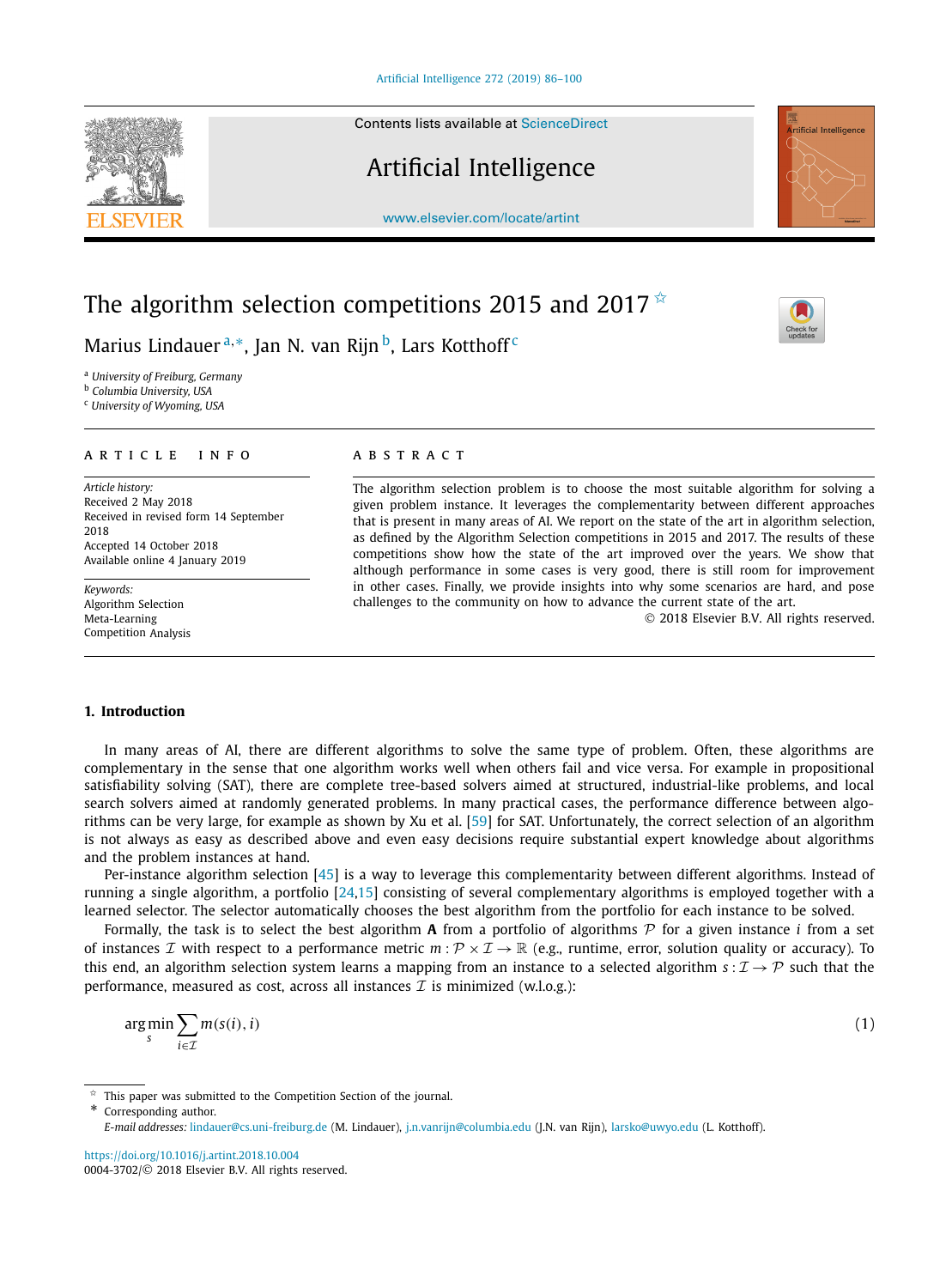# The algorithm selection competitions 2015 and 2017 [☆]

Marius Lindauer [a,*], Jan N. van Rijn [b], Lars Kotthoff [c]

[a] University of Freiburg, Germany
[b] Columbia University, USA
[c] University of Wyoming, USA

**ARTICLE INFO**

*Article history:*
Received 2 May 2018
Received in revised form 14 September 2018
Accepted 14 October 2018
Available online 4 January 2019

*Keywords:*
Algorithm Selection
Meta-Learning
Competition Analysis

**ABSTRACT**

The algorithm selection problem is to choose the most suitable algorithm for solving a given problem instance. It leverages the complementarity between different approaches that is present in many areas of AI. We report on the state of the art in algorithm selection, as defined by the Algorithm Selection competitions in 2015 and 2017. The results of these competitions show how the state of the art improved over the years. We show that although performance in some cases is very good, there is still room for improvement in other cases. Finally, we provide insights into why some scenarios are hard, and pose challenges to the community on how to advance the current state of the art.

© 2018 Elsevier B.V. All rights reserved.

## 1. Introduction

In many areas of AI, there are different algorithms to solve the same type of problem. Often, these algorithms are complementary in the sense that one algorithm works well when others fail and vice versa. For example in propositional satisfiability solving (SAT), there are complete tree-based solvers aimed at structured, industrial-like problems, and local search solvers aimed at randomly generated problems. In many practical cases, the performance difference between algorithms can be very large, for example as shown by Xu et al. [59] for SAT. Unfortunately, the correct selection of an algorithm is not always as easy as described above and even easy decisions require substantial expert knowledge about algorithms and the problem instances at hand.

Per-instance algorithm selection [45] is a way to leverage this complementarity between different algorithms. Instead of running a single algorithm, a portfolio [24,15] consisting of several complementary algorithms is employed together with a learned selector. The selector automatically chooses the best algorithm from the portfolio for each instance to be solved.

Formally, the task is to select the best algorithm $\mathbf{A}$ from a portfolio of algorithms $\mathcal{P}$ for a given instance $i$ from a set of instances $\mathcal{I}$ with respect to a performance metric $m : \mathcal{P} \times \mathcal{I} \rightarrow \mathbb{R}$ (e.g., runtime, error, solution quality or accuracy). To this end, an algorithm selection system learns a mapping from an instance to a selected algorithm $s : \mathcal{I} \rightarrow \mathcal{P}$ such that the performance, measured as cost, across all instances $\mathcal{I}$ is minimized (w.l.o.g.):

$$\arg\min_{s} \sum_{i \in \mathcal{I}} m(s(i), i) \tag{1}$$

[☆] This paper was submitted to the Competition Section of the journal.
[*] Corresponding author.
*E-mail addresses:* lindauer@cs.uni-freiburg.de (M. Lindauer), j.n.vanrijn@columbia.edu (J.N. van Rijn), larsko@uwyo.edu (L. Kotthoff).

https://doi.org/10.1016/j.artint.2018.10.004
0004-3702/© 2018 Elsevier B.V. All rights reserved.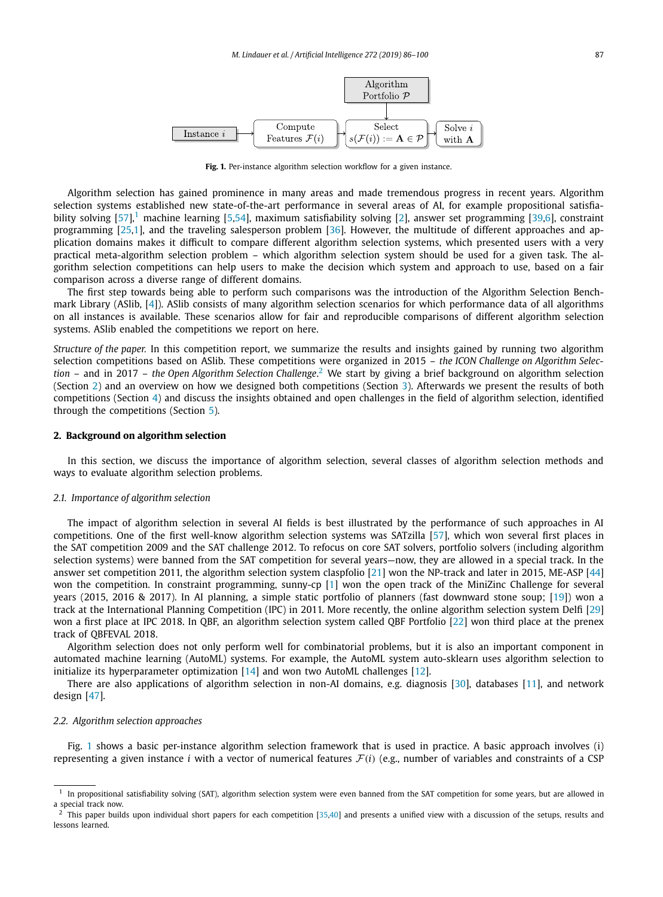**Fig. 1.** Per-instance algorithm selection workflow for a given instance.

Algorithm selection has gained prominence in many areas and made tremendous progress in recent years. Algorithm selection systems established new state-of-the-art performance in several areas of AI, for example propositional satisfiability solving [57],[1] machine learning [5,54], maximum satisfiability solving [2], answer set programming [39,6], constraint programming [25,1], and the traveling salesperson problem [36]. However, the multitude of different approaches and application domains makes it difficult to compare different algorithm selection systems, which presented users with a very practical meta-algorithm selection problem – which algorithm selection system should be used for a given task. The algorithm selection competitions can help users to make the decision which system and approach to use, based on a fair comparison across a diverse range of different domains.

The first step towards being able to perform such comparisons was the introduction of the Algorithm Selection Benchmark Library (ASlib, [4]). ASlib consists of many algorithm selection scenarios for which performance data of all algorithms on all instances is available. These scenarios allow for fair and reproducible comparisons of different algorithm selection systems. ASlib enabled the competitions we report on here.

*Structure of the paper.* In this competition report, we summarize the results and insights gained by running two algorithm selection competitions based on ASlib. These competitions were organized in 2015 – *the ICON Challenge on Algorithm Selection* – and in 2017 – *the Open Algorithm Selection Challenge*.[2] We start by giving a brief background on algorithm selection (Section 2) and an overview on how we designed both competitions (Section 3). Afterwards we present the results of both competitions (Section 4) and discuss the insights obtained and open challenges in the field of algorithm selection, identified through the competitions (Section 5).

## 2. Background on algorithm selection

In this section, we discuss the importance of algorithm selection, several classes of algorithm selection methods and ways to evaluate algorithm selection problems.

### 2.1. Importance of algorithm selection

The impact of algorithm selection in several AI fields is best illustrated by the performance of such approaches in AI competitions. One of the first well-know algorithm selection systems was SATzilla [57], which won several first places in the SAT competition 2009 and the SAT challenge 2012. To refocus on core SAT solvers, portfolio solvers (including algorithm selection systems) were banned from the SAT competition for several years—now, they are allowed in a special track. In the answer set competition 2011, the algorithm selection system claspfolio [21] won the NP-track and later in 2015, ME-ASP [44] won the competition. In constraint programming, sunny-cp [1] won the open track of the MiniZinc Challenge for several years (2015, 2016 & 2017). In AI planning, a simple static portfolio of planners (fast downward stone soup; [19]) won a track at the International Planning Competition (IPC) in 2011. More recently, the online algorithm selection system Delfi [29] won a first place at IPC 2018. In QBF, an algorithm selection system called QBF Portfolio [22] won third place at the prenex track of QBFEVAL 2018.

Algorithm selection does not only perform well for combinatorial problems, but it is also an important component in automated machine learning (AutoML) systems. For example, the AutoML system auto-sklearn uses algorithm selection to initialize its hyperparameter optimization [14] and won two AutoML challenges [12].

There are also applications of algorithm selection in non-AI domains, e.g. diagnosis [30], databases [11], and network design [47].

### 2.2. Algorithm selection approaches

Fig. 1 shows a basic per-instance algorithm selection framework that is used in practice. A basic approach involves (i) representing a given instance $i$ with a vector of numerical features $\mathcal{F}(i)$ (e.g., number of variables and constraints of a CSP

[1] In propositional satisfiability solving (SAT), algorithm selection system were even banned from the SAT competition for some years, but are allowed in a special track now.

[2] This paper builds upon individual short papers for each competition [35,40] and presents a unified view with a discussion of the setups, results and lessons learned.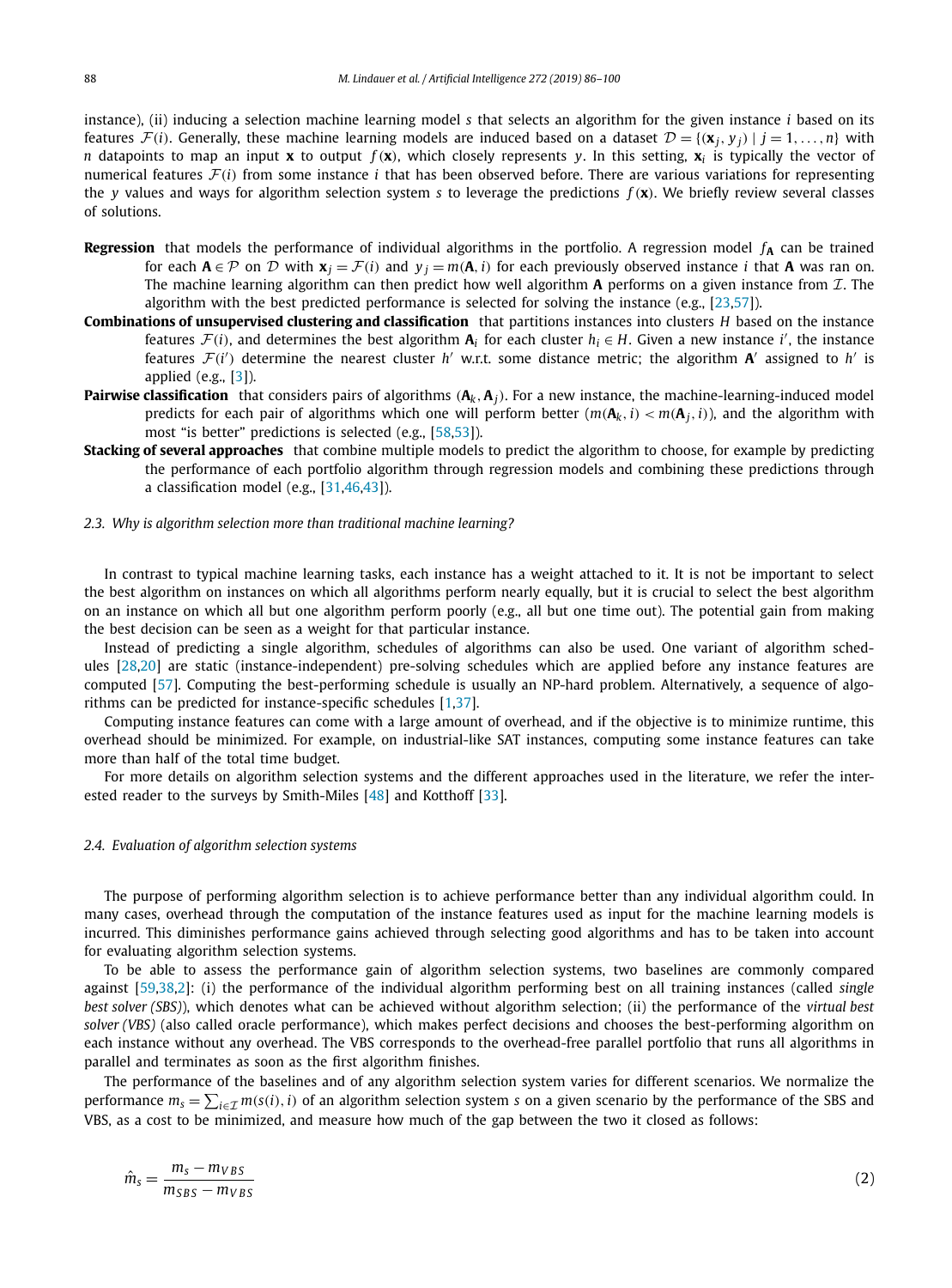instance), (ii) inducing a selection machine learning model $s$ that selects an algorithm for the given instance $i$ based on its features $\mathcal{F}(i)$. Generally, these machine learning models are induced based on a dataset $\mathcal{D} = \{(\mathbf{x}_j, y_j) \mid j = 1, \ldots, n\}$ with $n$ datapoints to map an input $\mathbf{x}$ to output $f(\mathbf{x})$, which closely represents $y$. In this setting, $\mathbf{x}_i$ is typically the vector of numerical features $\mathcal{F}(i)$ from some instance $i$ that has been observed before. There are various variations for representing the $y$ values and ways for algorithm selection system $s$ to leverage the predictions $f(\mathbf{x})$. We briefly review several classes of solutions.

**Regression** that models the performance of individual algorithms in the portfolio. A regression model $f_{\mathbf{A}}$ can be trained for each $\mathbf{A} \in \mathcal{P}$ on $\mathcal{D}$ with $\mathbf{x}_j = \mathcal{F}(i)$ and $y_j = m(\mathbf{A}, i)$ for each previously observed instance $i$ that $\mathbf{A}$ was ran on. The machine learning algorithm can then predict how well algorithm $\mathbf{A}$ performs on a given instance from $\mathcal{I}$. The algorithm with the best predicted performance is selected for solving the instance (e.g., [23,57]).

**Combinations of unsupervised clustering and classification** that partitions instances into clusters $H$ based on the instance features $\mathcal{F}(i)$, and determines the best algorithm $\mathbf{A}_i$ for each cluster $h_i \in H$. Given a new instance $i'$, the instance features $\mathcal{F}(i')$ determine the nearest cluster $h'$ w.r.t. some distance metric; the algorithm $\mathbf{A}'$ assigned to $h'$ is applied (e.g., [3]).

**Pairwise classification** that considers pairs of algorithms $(\mathbf{A}_k, \mathbf{A}_j)$. For a new instance, the machine-learning-induced model predicts for each pair of algorithms which one will perform better ($m(\mathbf{A}_k, i) < m(\mathbf{A}_j, i)$), and the algorithm with most "is better" predictions is selected (e.g., [58,53]).

**Stacking of several approaches** that combine multiple models to predict the algorithm to choose, for example by predicting the performance of each portfolio algorithm through regression models and combining these predictions through a classification model (e.g., [31,46,43]).

### 2.3. Why is algorithm selection more than traditional machine learning?

In contrast to typical machine learning tasks, each instance has a weight attached to it. It is not be important to select the best algorithm on instances on which all algorithms perform nearly equally, but it is crucial to select the best algorithm on an instance on which all but one algorithm perform poorly (e.g., all but one time out). The potential gain from making the best decision can be seen as a weight for that particular instance.

Instead of predicting a single algorithm, schedules of algorithms can also be used. One variant of algorithm schedules [28,20] are static (instance-independent) pre-solving schedules which are applied before any instance features are computed [57]. Computing the best-performing schedule is usually an NP-hard problem. Alternatively, a sequence of algorithms can be predicted for instance-specific schedules [1,37].

Computing instance features can come with a large amount of overhead, and if the objective is to minimize runtime, this overhead should be minimized. For example, on industrial-like SAT instances, computing some instance features can take more than half of the total time budget.

For more details on algorithm selection systems and the different approaches used in the literature, we refer the interested reader to the surveys by Smith-Miles [48] and Kotthoff [33].

### 2.4. Evaluation of algorithm selection systems

The purpose of performing algorithm selection is to achieve performance better than any individual algorithm could. In many cases, overhead through the computation of the instance features used as input for the machine learning models is incurred. This diminishes performance gains achieved through selecting good algorithms and has to be taken into account for evaluating algorithm selection systems.

To be able to assess the performance gain of algorithm selection systems, two baselines are commonly compared against [59,38,2]: (i) the performance of the individual algorithm performing best on all training instances (called *single best solver (SBS)*), which denotes what can be achieved without algorithm selection; (ii) the performance of the *virtual best solver (VBS)* (also called oracle performance), which makes perfect decisions and chooses the best-performing algorithm on each instance without any overhead. The VBS corresponds to the overhead-free parallel portfolio that runs all algorithms in parallel and terminates as soon as the first algorithm finishes.

The performance of the baselines and of any algorithm selection system varies for different scenarios. We normalize the performance $m_s = \sum_{i \in \mathcal{I}} m(s(i), i)$ of an algorithm selection system $s$ on a given scenario by the performance of the SBS and VBS, as a cost to be minimized, and measure how much of the gap between the two it closed as follows:

$$\hat{m}_s = \frac{m_s - m_{VBS}}{m_{SBS} - m_{VBS}} \tag{2}$$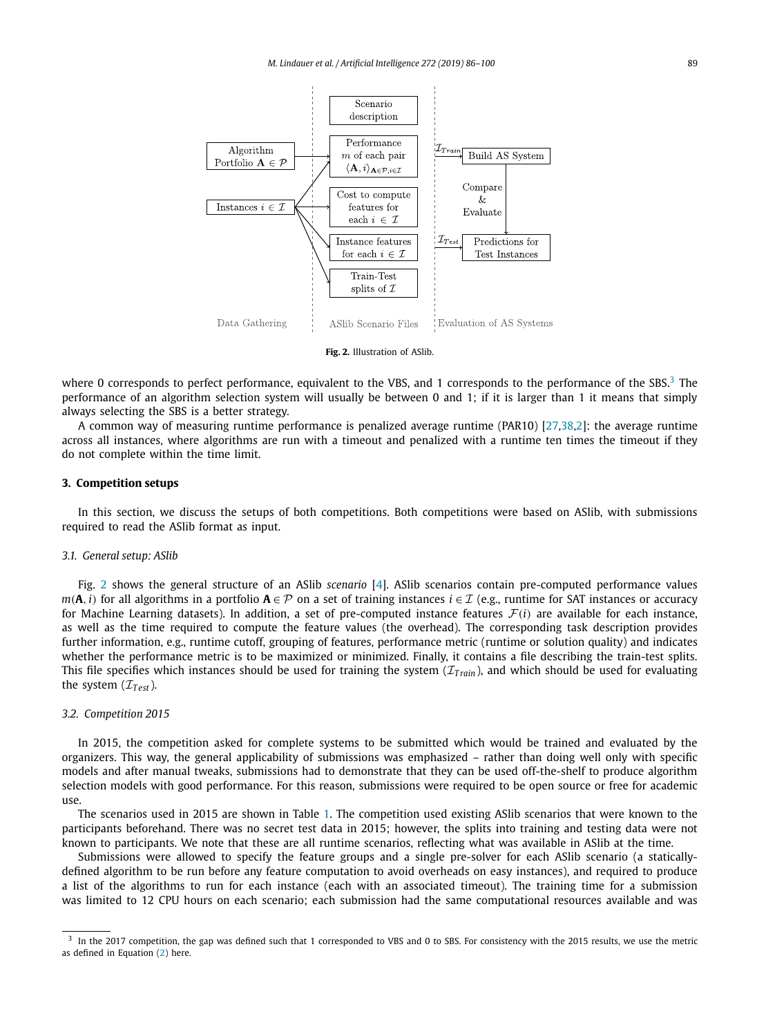Fig. 2. Illustration of ASlib.

where 0 corresponds to perfect performance, equivalent to the VBS, and 1 corresponds to the performance of the SBS.[3] The performance of an algorithm selection system will usually be between 0 and 1; if it is larger than 1 it means that simply always selecting the SBS is a better strategy.

A common way of measuring runtime performance is penalized average runtime (PAR10) [27,38,2]: the average runtime across all instances, where algorithms are run with a timeout and penalized with a runtime ten times the timeout if they do not complete within the time limit.

## 3. Competition setups

In this section, we discuss the setups of both competitions. Both competitions were based on ASlib, with submissions required to read the ASlib format as input.

### 3.1. General setup: ASlib

Fig. 2 shows the general structure of an ASlib *scenario* [4]. ASlib scenarios contain pre-computed performance values $m(\mathbf{A}, i)$ for all algorithms in a portfolio $\mathbf{A} \in \mathcal{P}$ on a set of training instances $i \in \mathcal{I}$ (e.g., runtime for SAT instances or accuracy for Machine Learning datasets). In addition, a set of pre-computed instance features $\mathcal{F}(i)$ are available for each instance, as well as the time required to compute the feature values (the overhead). The corresponding task description provides further information, e.g., runtime cutoff, grouping of features, performance metric (runtime or solution quality) and indicates whether the performance metric is to be maximized or minimized. Finally, it contains a file describing the train-test splits. This file specifies which instances should be used for training the system ($\mathcal{I}_{Train}$), and which should be used for evaluating the system ($\mathcal{I}_{Test}$).

### 3.2. Competition 2015

In 2015, the competition asked for complete systems to be submitted which would be trained and evaluated by the organizers. This way, the general applicability of submissions was emphasized – rather than doing well only with specific models and after manual tweaks, submissions had to demonstrate that they can be used off-the-shelf to produce algorithm selection models with good performance. For this reason, submissions were required to be open source or free for academic use.

The scenarios used in 2015 are shown in Table 1. The competition used existing ASlib scenarios that were known to the participants beforehand. There was no secret test data in 2015; however, the splits into training and testing data were not known to participants. We note that these are all runtime scenarios, reflecting what was available in ASlib at the time.

Submissions were allowed to specify the feature groups and a single pre-solver for each ASlib scenario (a statically-defined algorithm to be run before any feature computation to avoid overheads on easy instances), and required to produce a list of the algorithms to run for each instance (each with an associated timeout). The training time for a submission was limited to 12 CPU hours on each scenario; each submission had the same computational resources available and was

[3] In the 2017 competition, the gap was defined such that 1 corresponded to VBS and 0 to SBS. For consistency with the 2015 results, we use the metric as defined in Equation (2) here.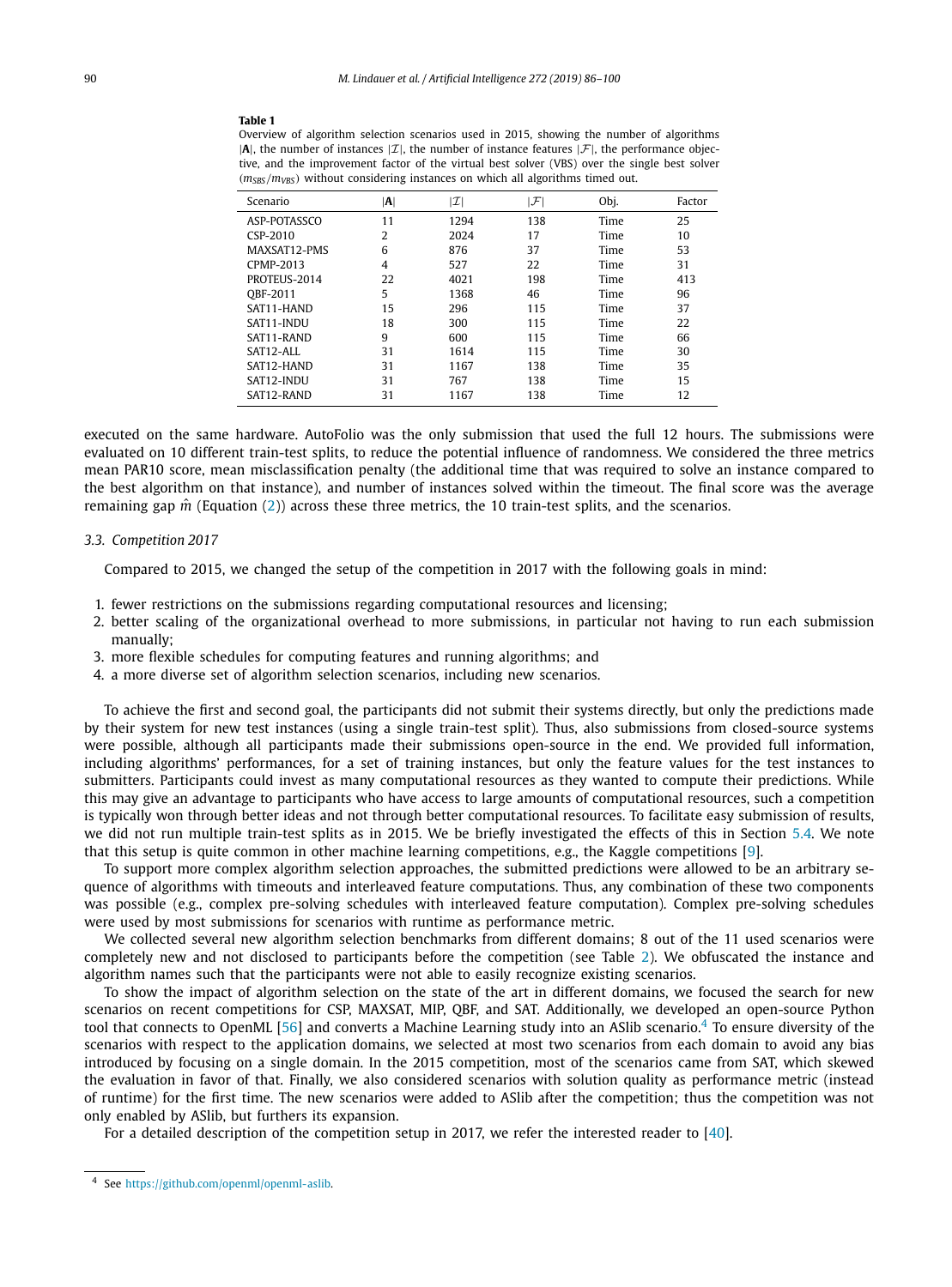**Table 1**

Overview of algorithm selection scenarios used in 2015, showing the number of algorithms $|\mathbf{A}|$, the number of instances $|\mathcal{I}|$, the number of instance features $|\mathcal{F}|$, the performance objective, and the improvement factor of the virtual best solver (VBS) over the single best solver ($m_{SBS}/m_{VBS}$) without considering instances on which all algorithms timed out.

| Scenario | $\|\mathbf{A}\|$ | $\|\mathcal{I}\|$ | $\|\mathcal{F}\|$ | Obj. | Factor |
|---|---|---|---|---|---|
| ASP-POTASSCO | 11 | 1294 | 138 | Time | 25 |
| CSP-2010 | 2 | 2024 | 17 | Time | 10 |
| MAXSAT12-PMS | 6 | 876 | 37 | Time | 53 |
| CPMP-2013 | 4 | 527 | 22 | Time | 31 |
| PROTEUS-2014 | 22 | 4021 | 198 | Time | 413 |
| QBF-2011 | 5 | 1368 | 46 | Time | 96 |
| SAT11-HAND | 15 | 296 | 115 | Time | 37 |
| SAT11-INDU | 18 | 300 | 115 | Time | 22 |
| SAT11-RAND | 9 | 600 | 115 | Time | 66 |
| SAT12-ALL | 31 | 1614 | 115 | Time | 30 |
| SAT12-HAND | 31 | 1167 | 138 | Time | 35 |
| SAT12-INDU | 31 | 767 | 138 | Time | 15 |
| SAT12-RAND | 31 | 1167 | 138 | Time | 12 |

executed on the same hardware. AutoFolio was the only submission that used the full 12 hours. The submissions were evaluated on 10 different train-test splits, to reduce the potential influence of randomness. We considered the three metrics mean PAR10 score, mean misclassification penalty (the additional time that was required to solve an instance compared to the best algorithm on that instance), and number of instances solved within the timeout. The final score was the average remaining gap $\hat{m}$ (Equation (2)) across these three metrics, the 10 train-test splits, and the scenarios.

### 3.3. Competition 2017

Compared to 2015, we changed the setup of the competition in 2017 with the following goals in mind:

1. fewer restrictions on the submissions regarding computational resources and licensing;
2. better scaling of the organizational overhead to more submissions, in particular not having to run each submission manually;
3. more flexible schedules for computing features and running algorithms; and
4. a more diverse set of algorithm selection scenarios, including new scenarios.

To achieve the first and second goal, the participants did not submit their systems directly, but only the predictions made by their system for new test instances (using a single train-test split). Thus, also submissions from closed-source systems were possible, although all participants made their submissions open-source in the end. We provided full information, including algorithms' performances, for a set of training instances, but only the feature values for the test instances to submitters. Participants could invest as many computational resources as they wanted to compute their predictions. While this may give an advantage to participants who have access to large amounts of computational resources, such a competition is typically won through better ideas and not through better computational resources. To facilitate easy submission of results, we did not run multiple train-test splits as in 2015. We be briefly investigated the effects of this in Section 5.4. We note that this setup is quite common in other machine learning competitions, e.g., the Kaggle competitions [9].

To support more complex algorithm selection approaches, the submitted predictions were allowed to be an arbitrary sequence of algorithms with timeouts and interleaved feature computations. Thus, any combination of these two components was possible (e.g., complex pre-solving schedules with interleaved feature computation). Complex pre-solving schedules were used by most submissions for scenarios with runtime as performance metric.

We collected several new algorithm selection benchmarks from different domains; 8 out of the 11 used scenarios were completely new and not disclosed to participants before the competition (see Table 2). We obfuscated the instance and algorithm names such that the participants were not able to easily recognize existing scenarios.

To show the impact of algorithm selection on the state of the art in different domains, we focused the search for new scenarios on recent competitions for CSP, MAXSAT, MIP, QBF, and SAT. Additionally, we developed an open-source Python tool that connects to OpenML [56] and converts a Machine Learning study into an ASlib scenario.[4] To ensure diversity of the scenarios with respect to the application domains, we selected at most two scenarios from each domain to avoid any bias introduced by focusing on a single domain. In the 2015 competition, most of the scenarios came from SAT, which skewed the evaluation in favor of that. Finally, we also considered scenarios with solution quality as performance metric (instead of runtime) for the first time. The new scenarios were added to ASlib after the competition; thus the competition was not only enabled by ASlib, but furthers its expansion.

For a detailed description of the competition setup in 2017, we refer the interested reader to [40].

[4] See https://github.com/openml/openml-aslib.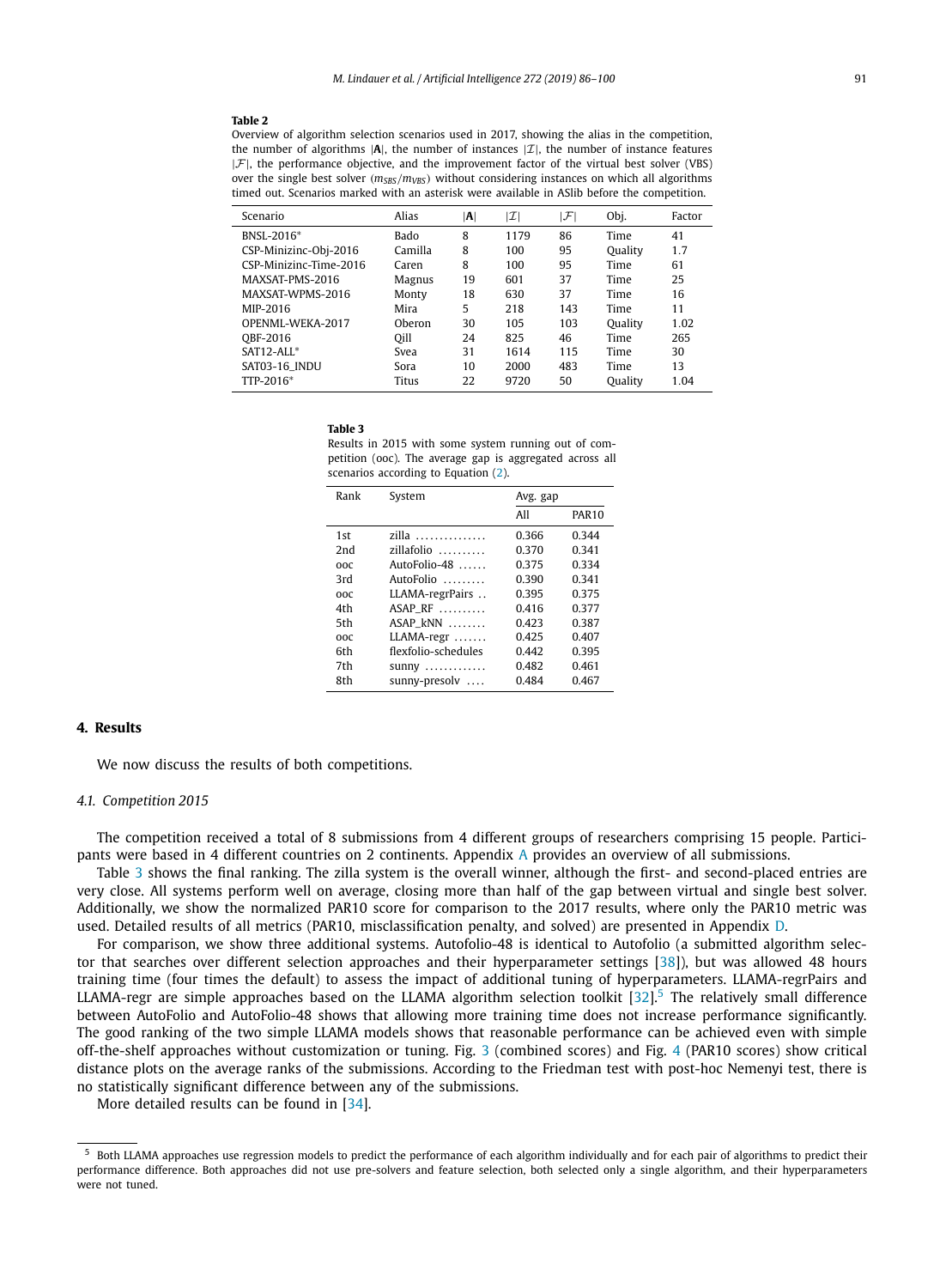**Table 2**
Overview of algorithm selection scenarios used in 2017, showing the alias in the competition, the number of algorithms $|\mathbf{A}|$, the number of instances $|\mathcal{I}|$, the number of instance features $|\mathcal{F}|$, the performance objective, and the improvement factor of the virtual best solver (VBS) over the single best solver ($m_{SBS}/m_{VBS}$) without considering instances on which all algorithms timed out. Scenarios marked with an asterisk were available in ASlib before the competition.

| Scenario | Alias | $\|\mathbf{A}\|$ | $\|\mathcal{I}\|$ | $\|\mathcal{F}\|$ | Obj. | Factor |
|---|---|---|---|---|---|---|
| BNSL-2016* | Bado | 8 | 1179 | 86 | Time | 41 |
| CSP-Minizinc-Obj-2016 | Camilla | 8 | 100 | 95 | Quality | 1.7 |
| CSP-Minizinc-Time-2016 | Caren | 8 | 100 | 95 | Time | 61 |
| MAXSAT-PMS-2016 | Magnus | 19 | 601 | 37 | Time | 25 |
| MAXSAT-WPMS-2016 | Monty | 18 | 630 | 37 | Time | 16 |
| MIP-2016 | Mira | 5 | 218 | 143 | Time | 11 |
| OPENML-WEKA-2017 | Oberon | 30 | 105 | 103 | Quality | 1.02 |
| QBF-2016 | Qill | 24 | 825 | 46 | Time | 265 |
| SAT12-ALL* | Svea | 31 | 1614 | 115 | Time | 30 |
| SAT03-16_INDU | Sora | 10 | 2000 | 483 | Time | 13 |
| TTP-2016* | Titus | 22 | 9720 | 50 | Quality | 1.04 |

**Table 3**
Results in 2015 with some system running out of competition (ooc). The average gap is aggregated across all scenarios according to Equation (2).

| Rank | System | Avg. gap | |
|---|---|---|---|
| | | All | PAR10 |
| 1st | zilla | 0.366 | 0.344 |
| 2nd | zillafolio | 0.370 | 0.341 |
| ooc | AutoFolio-48 | 0.375 | 0.334 |
| 3rd | AutoFolio | 0.390 | 0.341 |
| ooc | LLAMA-regrPairs | 0.395 | 0.375 |
| 4th | ASAP_RF | 0.416 | 0.377 |
| 5th | ASAP_kNN | 0.423 | 0.387 |
| ooc | LLAMA-regr | 0.425 | 0.407 |
| 6th | flexfolio-schedules | 0.442 | 0.395 |
| 7th | sunny | 0.482 | 0.461 |
| 8th | sunny-presolv | 0.484 | 0.467 |

## 4. Results

We now discuss the results of both competitions.

### 4.1. Competition 2015

The competition received a total of 8 submissions from 4 different groups of researchers comprising 15 people. Participants were based in 4 different countries on 2 continents. Appendix A provides an overview of all submissions.

Table 3 shows the final ranking. The zilla system is the overall winner, although the first- and second-placed entries are very close. All systems perform well on average, closing more than half of the gap between virtual and single best solver. Additionally, we show the normalized PAR10 score for comparison to the 2017 results, where only the PAR10 metric was used. Detailed results of all metrics (PAR10, misclassification penalty, and solved) are presented in Appendix D.

For comparison, we show three additional systems. Autofolio-48 is identical to Autofolio (a submitted algorithm selector that searches over different selection approaches and their hyperparameter settings [38]), but was allowed 48 hours training time (four times the default) to assess the impact of additional tuning of hyperparameters. LLAMA-regrPairs and LLAMA-regr are simple approaches based on the LLAMA algorithm selection toolkit [32].[5] The relatively small difference between AutoFolio and AutoFolio-48 shows that allowing more training time does not increase performance significantly. The good ranking of the two simple LLAMA models shows that reasonable performance can be achieved even with simple off-the-shelf approaches without customization or tuning. Fig. 3 (combined scores) and Fig. 4 (PAR10 scores) show critical distance plots on the average ranks of the submissions. According to the Friedman test with post-hoc Nemenyi test, there is no statistically significant difference between any of the submissions.

More detailed results can be found in [34].

[5] Both LLAMA approaches use regression models to predict the performance of each algorithm individually and for each pair of algorithms to predict their performance difference. Both approaches did not use pre-solvers and feature selection, both selected only a single algorithm, and their hyperparameters were not tuned.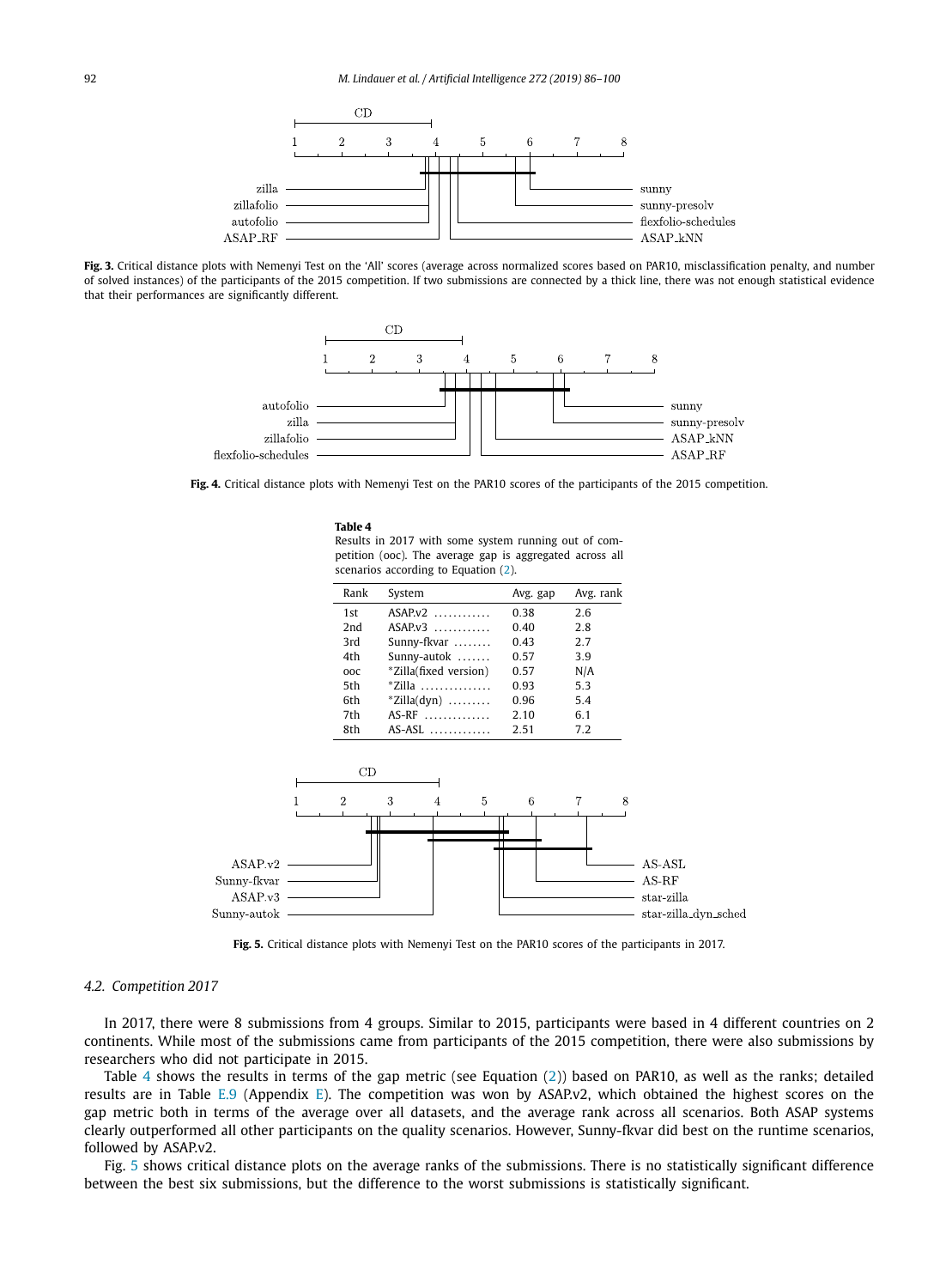**Fig. 3.** Critical distance plots with Nemenyi Test on the 'All' scores (average across normalized scores based on PAR10, misclassification penalty, and number of solved instances) of the participants of the 2015 competition. If two submissions are connected by a thick line, there was not enough statistical evidence that their performances are significantly different.

**Fig. 4.** Critical distance plots with Nemenyi Test on the PAR10 scores of the participants of the 2015 competition.

**Table 4**
Results in 2017 with some system running out of competition (ooc). The average gap is aggregated across all scenarios according to Equation (2).

| Rank | System | Avg. gap | Avg. rank |
|---|---|---|---|
| 1st | ASAP.v2 | 0.38 | 2.6 |
| 2nd | ASAP.v3 | 0.40 | 2.8 |
| 3rd | Sunny-fkvar | 0.43 | 2.7 |
| 4th | Sunny-autok | 0.57 | 3.9 |
| ooc | *Zilla(fixed version) | 0.57 | N/A |
| 5th | *Zilla | 0.93 | 5.3 |
| 6th | *Zilla(dyn) | 0.96 | 5.4 |
| 7th | AS-RF | 2.10 | 6.1 |
| 8th | AS-ASL | 2.51 | 7.2 |

**Fig. 5.** Critical distance plots with Nemenyi Test on the PAR10 scores of the participants in 2017.

### 4.2. Competition 2017

In 2017, there were 8 submissions from 4 groups. Similar to 2015, participants were based in 4 different countries on 2 continents. While most of the submissions came from participants of the 2015 competition, there were also submissions by researchers who did not participate in 2015.

Table 4 shows the results in terms of the gap metric (see Equation (2)) based on PAR10, as well as the ranks; detailed results are in Table E.9 (Appendix E). The competition was won by ASAP.v2, which obtained the highest scores on the gap metric both in terms of the average over all datasets, and the average rank across all scenarios. Both ASAP systems clearly outperformed all other participants on the quality scenarios. However, Sunny-fkvar did best on the runtime scenarios, followed by ASAP.v2.

Fig. 5 shows critical distance plots on the average ranks of the submissions. There is no statistically significant difference between the best six submissions, but the difference to the worst submissions is statistically significant.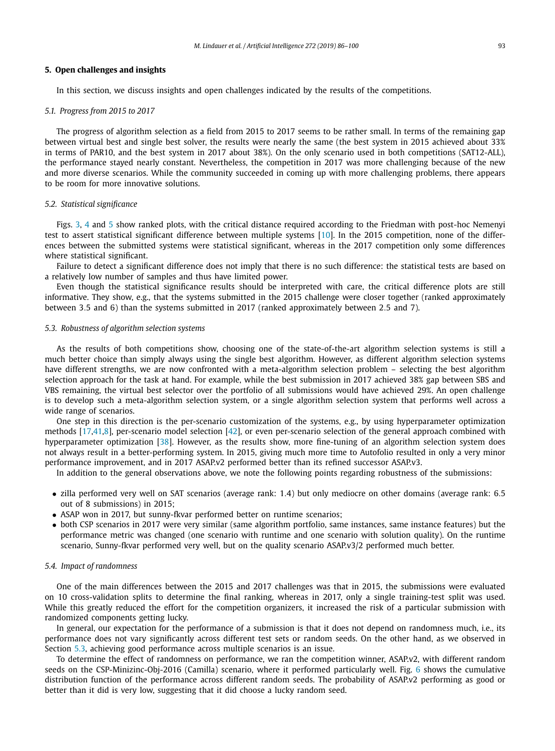## 5. Open challenges and insights

In this section, we discuss insights and open challenges indicated by the results of the competitions.

### 5.1. Progress from 2015 to 2017

The progress of algorithm selection as a field from 2015 to 2017 seems to be rather small. In terms of the remaining gap between virtual best and single best solver, the results were nearly the same (the best system in 2015 achieved about 33% in terms of PAR10, and the best system in 2017 about 38%). On the only scenario used in both competitions (SAT12-ALL), the performance stayed nearly constant. Nevertheless, the competition in 2017 was more challenging because of the new and more diverse scenarios. While the community succeeded in coming up with more challenging problems, there appears to be room for more innovative solutions.

### 5.2. Statistical significance

Figs. 3, 4 and 5 show ranked plots, with the critical distance required according to the Friedman with post-hoc Nemenyi test to assert statistical significant difference between multiple systems [10]. In the 2015 competition, none of the differences between the submitted systems were statistical significant, whereas in the 2017 competition only some differences where statistical significant.

Failure to detect a significant difference does not imply that there is no such difference: the statistical tests are based on a relatively low number of samples and thus have limited power.

Even though the statistical significance results should be interpreted with care, the critical difference plots are still informative. They show, e.g., that the systems submitted in the 2015 challenge were closer together (ranked approximately between 3.5 and 6) than the systems submitted in 2017 (ranked approximately between 2.5 and 7).

### 5.3. Robustness of algorithm selection systems

As the results of both competitions show, choosing one of the state-of-the-art algorithm selection systems is still a much better choice than simply always using the single best algorithm. However, as different algorithm selection systems have different strengths, we are now confronted with a meta-algorithm selection problem – selecting the best algorithm selection approach for the task at hand. For example, while the best submission in 2017 achieved 38% gap between SBS and VBS remaining, the virtual best selector over the portfolio of all submissions would have achieved 29%. An open challenge is to develop such a meta-algorithm selection system, or a single algorithm selection system that performs well across a wide range of scenarios.

One step in this direction is the per-scenario customization of the systems, e.g., by using hyperparameter optimization methods [17,41,8], per-scenario model selection [42], or even per-scenario selection of the general approach combined with hyperparameter optimization [38]. However, as the results show, more fine-tuning of an algorithm selection system does not always result in a better-performing system. In 2015, giving much more time to Autofolio resulted in only a very minor performance improvement, and in 2017 ASAP.v2 performed better than its refined successor ASAP.v3.

In addition to the general observations above, we note the following points regarding robustness of the submissions:

- zilla performed very well on SAT scenarios (average rank: 1.4) but only mediocre on other domains (average rank: 6.5 out of 8 submissions) in 2015;
- ASAP won in 2017, but sunny-fkvar performed better on runtime scenarios;
- both CSP scenarios in 2017 were very similar (same algorithm portfolio, same instances, same instance features) but the performance metric was changed (one scenario with runtime and one scenario with solution quality). On the runtime scenario, Sunny-fkvar performed very well, but on the quality scenario ASAP.v3/2 performed much better.

### 5.4. Impact of randomness

One of the main differences between the 2015 and 2017 challenges was that in 2015, the submissions were evaluated on 10 cross-validation splits to determine the final ranking, whereas in 2017, only a single training-test split was used. While this greatly reduced the effort for the competition organizers, it increased the risk of a particular submission with randomized components getting lucky.

In general, our expectation for the performance of a submission is that it does not depend on randomness much, i.e., its performance does not vary significantly across different test sets or random seeds. On the other hand, as we observed in Section 5.3, achieving good performance across multiple scenarios is an issue.

To determine the effect of randomness on performance, we ran the competition winner, ASAP.v2, with different random seeds on the CSP-Minizinc-Obj-2016 (Camilla) scenario, where it performed particularly well. Fig. 6 shows the cumulative distribution function of the performance across different random seeds. The probability of ASAP.v2 performing as good or better than it did is very low, suggesting that it did choose a lucky random seed.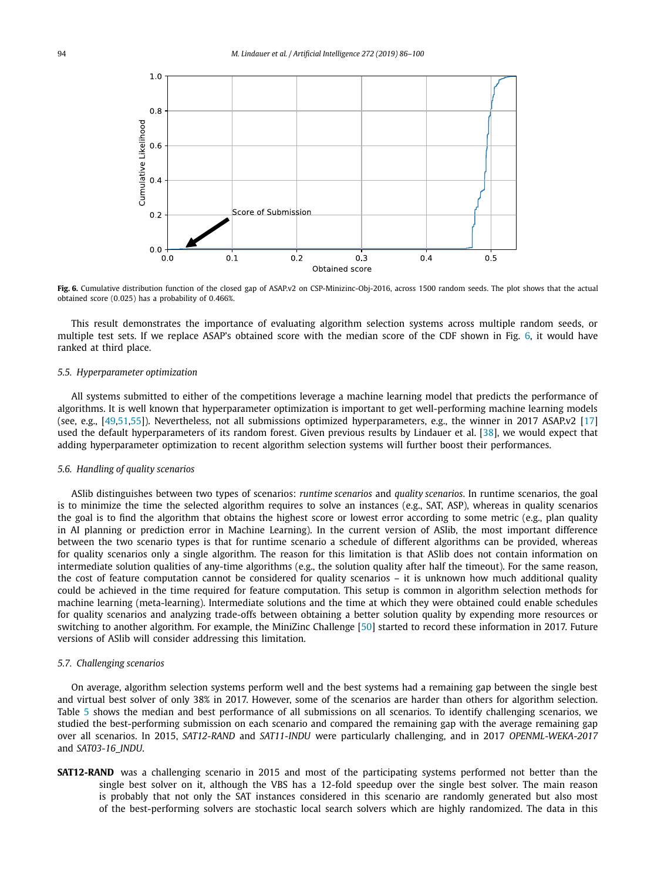**Fig. 6.** Cumulative distribution function of the closed gap of ASAP.v2 on CSP-Minizinc-Obj-2016, across 1500 random seeds. The plot shows that the actual obtained score (0.025) has a probability of 0.466%.

This result demonstrates the importance of evaluating algorithm selection systems across multiple random seeds, or multiple test sets. If we replace ASAP's obtained score with the median score of the CDF shown in Fig. 6, it would have ranked at third place.

### 5.5. Hyperparameter optimization

All systems submitted to either of the competitions leverage a machine learning model that predicts the performance of algorithms. It is well known that hyperparameter optimization is important to get well-performing machine learning models (see, e.g., [49,51,55]). Nevertheless, not all submissions optimized hyperparameters, e.g., the winner in 2017 ASAP.v2 [17] used the default hyperparameters of its random forest. Given previous results by Lindauer et al. [38], we would expect that adding hyperparameter optimization to recent algorithm selection systems will further boost their performances.

### 5.6. Handling of quality scenarios

ASlib distinguishes between two types of scenarios: *runtime scenarios* and *quality scenarios*. In runtime scenarios, the goal is to minimize the time the selected algorithm requires to solve an instances (e.g., SAT, ASP), whereas in quality scenarios the goal is to find the algorithm that obtains the highest score or lowest error according to some metric (e.g., plan quality in AI planning or prediction error in Machine Learning). In the current version of ASlib, the most important difference between the two scenario types is that for runtime scenario a schedule of different algorithms can be provided, whereas for quality scenarios only a single algorithm. The reason for this limitation is that ASlib does not contain information on intermediate solution qualities of any-time algorithms (e.g., the solution quality after half the timeout). For the same reason, the cost of feature computation cannot be considered for quality scenarios – it is unknown how much additional quality could be achieved in the time required for feature computation. This setup is common in algorithm selection methods for machine learning (meta-learning). Intermediate solutions and the time at which they were obtained could enable schedules for quality scenarios and analyzing trade-offs between obtaining a better solution quality by expending more resources or switching to another algorithm. For example, the MiniZinc Challenge [50] started to record these information in 2017. Future versions of ASlib will consider addressing this limitation.

### 5.7. Challenging scenarios

On average, algorithm selection systems perform well and the best systems had a remaining gap between the single best and virtual best solver of only 38% in 2017. However, some of the scenarios are harder than others for algorithm selection. Table 5 shows the median and best performance of all submissions on all scenarios. To identify challenging scenarios, we studied the best-performing submission on each scenario and compared the remaining gap with the average remaining gap over all scenarios. In 2015, *SAT12-RAND* and *SAT11-INDU* were particularly challenging, and in 2017 *OPENML-WEKA-2017* and *SAT03-16_INDU*.

**SAT12-RAND** was a challenging scenario in 2015 and most of the participating systems performed not better than the single best solver on it, although the VBS has a 12-fold speedup over the single best solver. The main reason is probably that not only the SAT instances considered in this scenario are randomly generated but also most of the best-performing solvers are stochastic local search solvers which are highly randomized. The data in this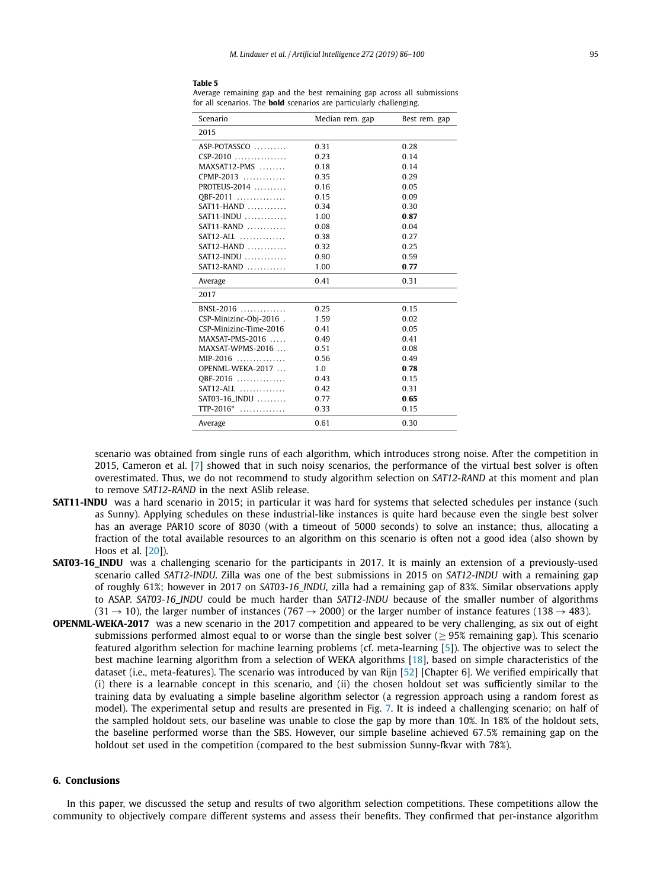**Table 5**
Average remaining gap and the best remaining gap across all submissions for all scenarios. The **bold** scenarios are particularly challenging.

| Scenario | Median rem. gap | Best rem. gap |
|---|---|---|
| 2015 | | |
| ASP-POTASSCO | 0.31 | 0.28 |
| CSP-2010 | 0.23 | 0.14 |
| MAXSAT12-PMS | 0.18 | 0.14 |
| CPMP-2013 | 0.35 | 0.29 |
| PROTEUS-2014 | 0.16 | 0.05 |
| QBF-2011 | 0.15 | 0.09 |
| SAT11-HAND | 0.34 | 0.30 |
| SAT11-INDU | 1.00 | **0.87** |
| SAT11-RAND | 0.08 | 0.04 |
| SAT12-ALL | 0.38 | 0.27 |
| SAT12-HAND | 0.32 | 0.25 |
| SAT12-INDU | 0.90 | 0.59 |
| SAT12-RAND | 1.00 | **0.77** |
| Average | 0.41 | 0.31 |
| 2017 | | |
| BNSL-2016 | 0.25 | 0.15 |
| CSP-Minizinc-Obj-2016 | 1.59 | 0.02 |
| CSP-Minizinc-Time-2016 | 0.41 | 0.05 |
| MAXSAT-PMS-2016 | 0.49 | 0.41 |
| MAXSAT-WPMS-2016 | 0.51 | 0.08 |
| MIP-2016 | 0.56 | 0.49 |
| OPENML-WEKA-2017 | 1.0 | **0.78** |
| QBF-2016 | 0.43 | 0.15 |
| SAT12-ALL | 0.42 | 0.31 |
| SAT03-16_INDU | 0.77 | **0.65** |
| TTP-2016* | 0.33 | 0.15 |
| Average | 0.61 | 0.30 |

scenario was obtained from single runs of each algorithm, which introduces strong noise. After the competition in 2015, Cameron et al. [7] showed that in such noisy scenarios, the performance of the virtual best solver is often overestimated. Thus, we do not recommend to study algorithm selection on *SAT12-RAND* at this moment and plan to remove *SAT12-RAND* in the next ASlib release.

**SAT11-INDU** was a hard scenario in 2015; in particular it was hard for systems that selected schedules per instance (such as Sunny). Applying schedules on these industrial-like instances is quite hard because even the single best solver has an average PAR10 score of 8030 (with a timeout of 5000 seconds) to solve an instance; thus, allocating a fraction of the total available resources to an algorithm on this scenario is often not a good idea (also shown by Hoos et al. [20]).

**SAT03-16_INDU** was a challenging scenario for the participants in 2017. It is mainly an extension of a previously-used scenario called *SAT12-INDU*. Zilla was one of the best submissions in 2015 on *SAT12-INDU* with a remaining gap of roughly 61%; however in 2017 on *SAT03-16_INDU*, zilla had a remaining gap of 83%. Similar observations apply to ASAP. *SAT03-16_INDU* could be much harder than *SAT12-INDU* because of the smaller number of algorithms ($31 \rightarrow 10$), the larger number of instances ($767 \rightarrow 2000$) or the larger number of instance features ($138 \rightarrow 483$).

**OPENML-WEKA-2017** was a new scenario in the 2017 competition and appeared to be very challenging, as six out of eight submissions performed almost equal to or worse than the single best solver ($\geq 95\%$ remaining gap). This scenario featured algorithm selection for machine learning problems (cf. meta-learning [5]). The objective was to select the best machine learning algorithm from a selection of WEKA algorithms [18], based on simple characteristics of the dataset (i.e., meta-features). The scenario was introduced by van Rijn [52] [Chapter 6]. We verified empirically that (i) there is a learnable concept in this scenario, and (ii) the chosen holdout set was sufficiently similar to the training data by evaluating a simple baseline algorithm selector (a regression approach using a random forest as model). The experimental setup and results are presented in Fig. 7. It is indeed a challenging scenario; on half of the sampled holdout sets, our baseline was unable to close the gap by more than 10%. In 18% of the holdout sets, the baseline performed worse than the SBS. However, our simple baseline achieved 67.5% remaining gap on the holdout set used in the competition (compared to the best submission Sunny-fkvar with 78%).

## 6. Conclusions

In this paper, we discussed the setup and results of two algorithm selection competitions. These competitions allow the community to objectively compare different systems and assess their benefits. They confirmed that per-instance algorithm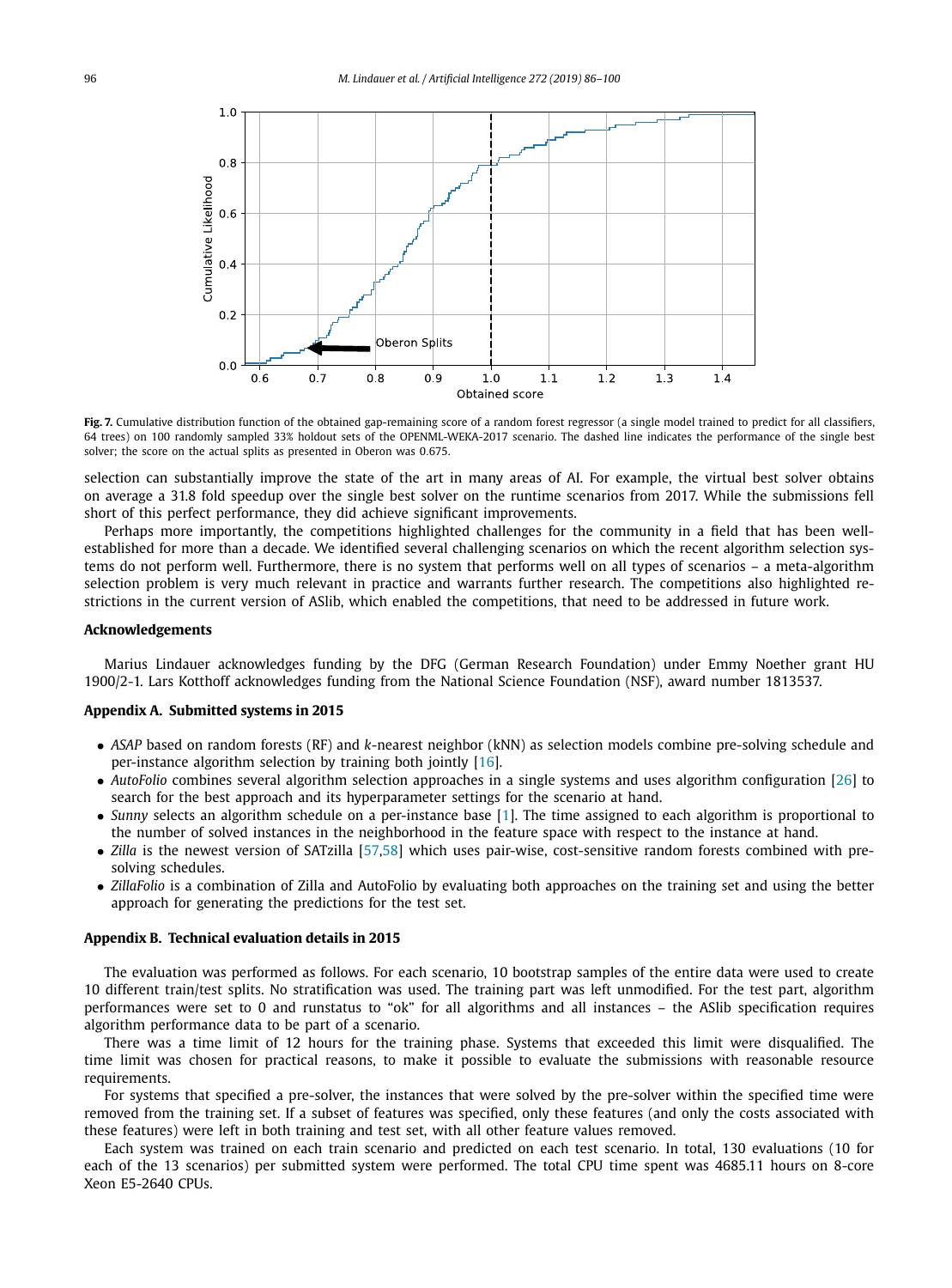Fig. 7. Cumulative distribution function of the obtained gap-remaining score of a random forest regressor (a single model trained to predict for all classifiers, 64 trees) on 100 randomly sampled 33% holdout sets of the OPENML-WEKA-2017 scenario. The dashed line indicates the performance of the single best solver; the score on the actual splits as presented in Oberon was 0.675.

selection can substantially improve the state of the art in many areas of AI. For example, the virtual best solver obtains on average a 31.8 fold speedup over the single best solver on the runtime scenarios from 2017. While the submissions fell short of this perfect performance, they did achieve significant improvements.

Perhaps more importantly, the competitions highlighted challenges for the community in a field that has been well-established for more than a decade. We identified several challenging scenarios on which the recent algorithm selection systems do not perform well. Furthermore, there is no system that performs well on all types of scenarios – a meta-algorithm selection problem is very much relevant in practice and warrants further research. The competitions also highlighted restrictions in the current version of ASlib, which enabled the competitions, that need to be addressed in future work.

## Acknowledgements

Marius Lindauer acknowledges funding by the DFG (German Research Foundation) under Emmy Noether grant HU 1900/2-1. Lars Kotthoff acknowledges funding from the National Science Foundation (NSF), award number 1813537.

## Appendix A. Submitted systems in 2015

- *ASAP* based on random forests (RF) and *k*-nearest neighbor (kNN) as selection models combine pre-solving schedule and per-instance algorithm selection by training both jointly [16].
- *AutoFolio* combines several algorithm selection approaches in a single systems and uses algorithm configuration [26] to search for the best approach and its hyperparameter settings for the scenario at hand.
- *Sunny* selects an algorithm schedule on a per-instance base [1]. The time assigned to each algorithm is proportional to the number of solved instances in the neighborhood in the feature space with respect to the instance at hand.
- *Zilla* is the newest version of SATzilla [57,58] which uses pair-wise, cost-sensitive random forests combined with pre-solving schedules.
- *ZillaFolio* is a combination of Zilla and AutoFolio by evaluating both approaches on the training set and using the better approach for generating the predictions for the test set.

## Appendix B. Technical evaluation details in 2015

The evaluation was performed as follows. For each scenario, 10 bootstrap samples of the entire data were used to create 10 different train/test splits. No stratification was used. The training part was left unmodified. For the test part, algorithm performances were set to 0 and runstatus to "ok" for all algorithms and all instances – the ASlib specification requires algorithm performance data to be part of a scenario.

There was a time limit of 12 hours for the training phase. Systems that exceeded this limit were disqualified. The time limit was chosen for practical reasons, to make it possible to evaluate the submissions with reasonable resource requirements.

For systems that specified a pre-solver, the instances that were solved by the pre-solver within the specified time were removed from the training set. If a subset of features was specified, only these features (and only the costs associated with these features) were left in both training and test set, with all other feature values removed.

Each system was trained on each train scenario and predicted on each test scenario. In total, 130 evaluations (10 for each of the 13 scenarios) per submitted system were performed. The total CPU time spent was 4685.11 hours on 8-core Xeon E5-2640 CPUs.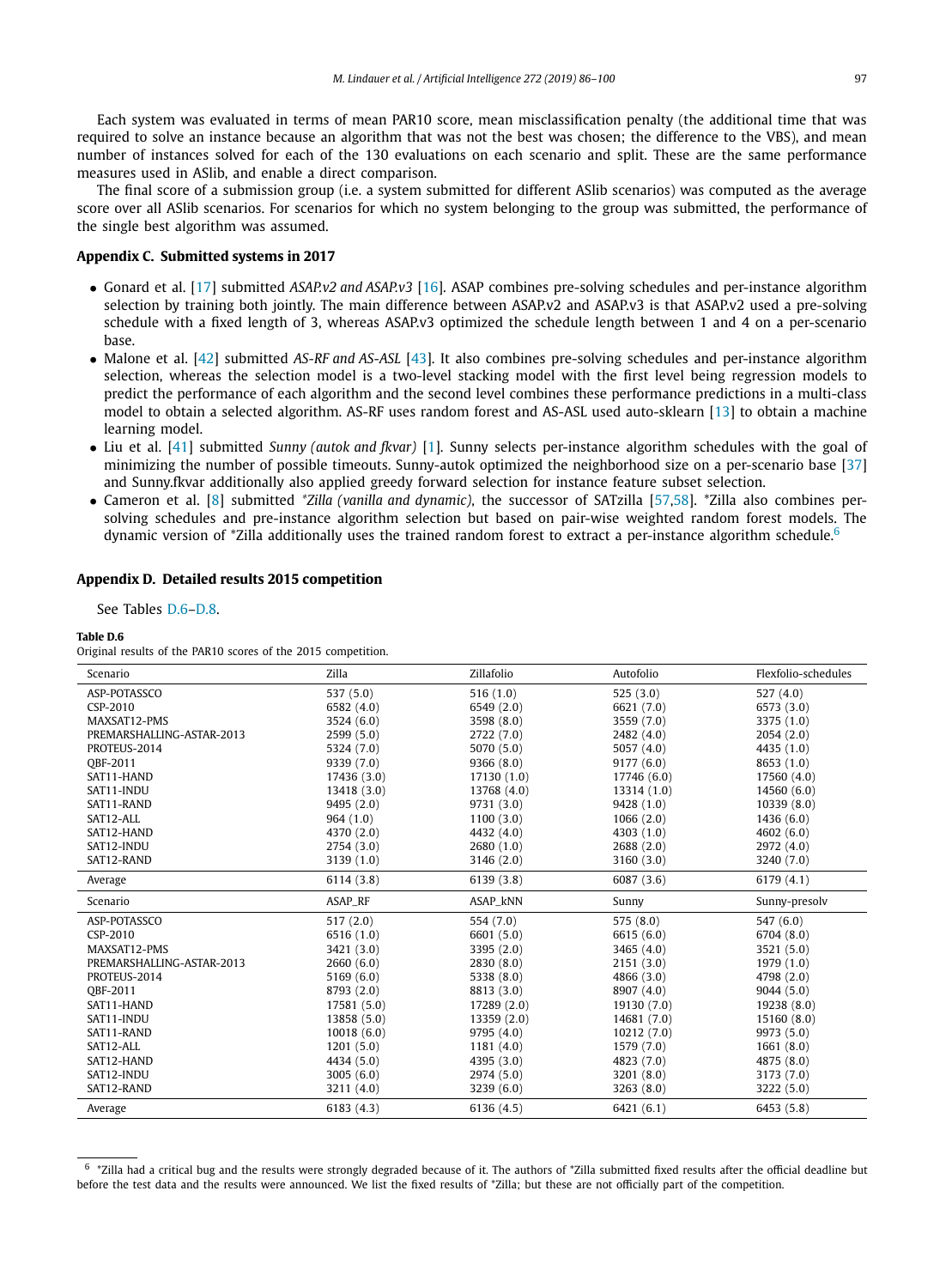Each system was evaluated in terms of mean PAR10 score, mean misclassification penalty (the additional time that was required to solve an instance because an algorithm that was not the best was chosen; the difference to the VBS), and mean number of instances solved for each of the 130 evaluations on each scenario and split. These are the same performance measures used in ASlib, and enable a direct comparison.

The final score of a submission group (i.e. a system submitted for different ASlib scenarios) was computed as the average score over all ASlib scenarios. For scenarios for which no system belonging to the group was submitted, the performance of the single best algorithm was assumed.

## Appendix C. Submitted systems in 2017

- Gonard et al. [17] submitted *ASAP.v2 and ASAP.v3* [16]. ASAP combines pre-solving schedules and per-instance algorithm selection by training both jointly. The main difference between ASAP.v2 and ASAP.v3 is that ASAP.v2 used a pre-solving schedule with a fixed length of 3, whereas ASAP.v3 optimized the schedule length between 1 and 4 on a per-scenario base.
- Malone et al. [42] submitted *AS-RF and AS-ASL* [43]. It also combines pre-solving schedules and per-instance algorithm selection, whereas the selection model is a two-level stacking model with the first level being regression models to predict the performance of each algorithm and the second level combines these performance predictions in a multi-class model to obtain a selected algorithm. AS-RF uses random forest and AS-ASL used auto-sklearn [13] to obtain a machine learning model.
- Liu et al. [41] submitted *Sunny (autok and fkvar)* [1]. Sunny selects per-instance algorithm schedules with the goal of minimizing the number of possible timeouts. Sunny-autok optimized the neighborhood size on a per-scenario base [37] and Sunny.fkvar additionally also applied greedy forward selection for instance feature subset selection.
- Cameron et al. [8] submitted *\*Zilla (vanilla and dynamic)*, the successor of SATzilla [57,58]. \*Zilla also combines per-solving schedules and pre-instance algorithm selection but based on pair-wise weighted random forest models. The dynamic version of \*Zilla additionally uses the trained random forest to extract a per-instance algorithm schedule.[6]

## Appendix D. Detailed results 2015 competition

See Tables D.6–D.8.

**Table D.6**
Original results of the PAR10 scores of the 2015 competition.

| Scenario | Zilla | Zillafolio | Autofolio | Flexfolio-schedules |
|---|---|---|---|---|
| ASP-POTASSCO | 537 (5.0) | 516 (1.0) | 525 (3.0) | 527 (4.0) |
| CSP-2010 | 6582 (4.0) | 6549 (2.0) | 6621 (7.0) | 6573 (3.0) |
| MAXSAT12-PMS | 3524 (6.0) | 3598 (8.0) | 3559 (7.0) | 3375 (1.0) |
| PREMARSHALLING-ASTAR-2013 | 2599 (5.0) | 2722 (7.0) | 2482 (4.0) | 2054 (2.0) |
| PROTEUS-2014 | 5324 (7.0) | 5070 (5.0) | 5057 (4.0) | 4435 (1.0) |
| QBF-2011 | 9339 (7.0) | 9366 (8.0) | 9177 (6.0) | 8653 (1.0) |
| SAT11-HAND | 17436 (3.0) | 17130 (1.0) | 17746 (6.0) | 17560 (4.0) |
| SAT11-INDU | 13418 (3.0) | 13768 (4.0) | 13314 (1.0) | 14560 (6.0) |
| SAT11-RAND | 9495 (2.0) | 9731 (3.0) | 9428 (1.0) | 10339 (8.0) |
| SAT12-ALL | 964 (1.0) | 1100 (3.0) | 1066 (2.0) | 1436 (6.0) |
| SAT12-HAND | 4370 (2.0) | 4432 (4.0) | 4303 (1.0) | 4602 (6.0) |
| SAT12-INDU | 2754 (3.0) | 2680 (1.0) | 2688 (2.0) | 2972 (4.0) |
| SAT12-RAND | 3139 (1.0) | 3146 (2.0) | 3160 (3.0) | 3240 (7.0) |
| Average | 6114 (3.8) | 6139 (3.8) | 6087 (3.6) | 6179 (4.1) |
| **Scenario** | **ASAP_RF** | **ASAP_kNN** | **Sunny** | **Sunny-presolv** |
| ASP-POTASSCO | 517 (2.0) | 554 (7.0) | 575 (8.0) | 547 (6.0) |
| CSP-2010 | 6516 (1.0) | 6601 (5.0) | 6615 (6.0) | 6704 (8.0) |
| MAXSAT12-PMS | 3421 (3.0) | 3395 (2.0) | 3465 (4.0) | 3521 (5.0) |
| PREMARSHALLING-ASTAR-2013 | 2660 (6.0) | 2830 (8.0) | 2151 (3.0) | 1979 (1.0) |
| PROTEUS-2014 | 5169 (6.0) | 5338 (8.0) | 4866 (3.0) | 4798 (2.0) |
| QBF-2011 | 8793 (2.0) | 8813 (3.0) | 8907 (4.0) | 9044 (5.0) |
| SAT11-HAND | 17581 (5.0) | 17289 (2.0) | 19130 (7.0) | 19238 (8.0) |
| SAT11-INDU | 13858 (5.0) | 13359 (2.0) | 14681 (7.0) | 15160 (8.0) |
| SAT11-RAND | 10018 (6.0) | 9795 (4.0) | 10212 (7.0) | 9973 (5.0) |
| SAT12-ALL | 1201 (5.0) | 1181 (4.0) | 1579 (7.0) | 1661 (8.0) |
| SAT12-HAND | 4434 (5.0) | 4395 (3.0) | 4823 (7.0) | 4875 (8.0) |
| SAT12-INDU | 3005 (6.0) | 2974 (5.0) | 3201 (8.0) | 3173 (7.0) |
| SAT12-RAND | 3211 (4.0) | 3239 (6.0) | 3263 (8.0) | 3222 (5.0) |
| Average | 6183 (4.3) | 6136 (4.5) | 6421 (6.1) | 6453 (5.8) |

[6] \*Zilla had a critical bug and the results were strongly degraded because of it. The authors of \*Zilla submitted fixed results after the official deadline but before the test data and the results were announced. We list the fixed results of \*Zilla; but these are not officially part of the competition.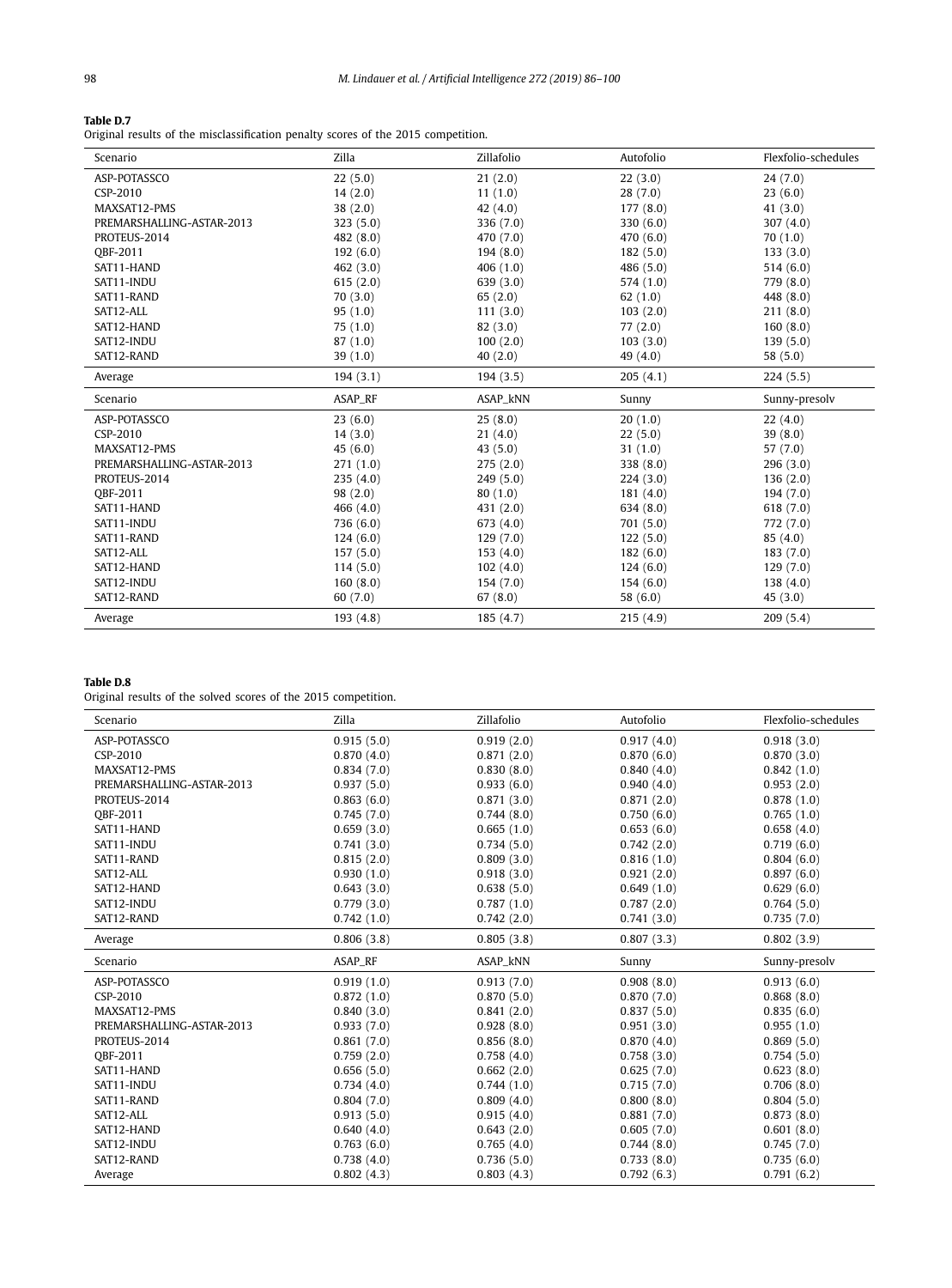**Table D.7**
Original results of the misclassification penalty scores of the 2015 competition.

| Scenario | Zilla | Zillafolio | Autofolio | Flexfolio-schedules |
|---|---|---|---|---|
| ASP-POTASSCO | 22 (5.0) | 21 (2.0) | 22 (3.0) | 24 (7.0) |
| CSP-2010 | 14 (2.0) | 11 (1.0) | 28 (7.0) | 23 (6.0) |
| MAXSAT12-PMS | 38 (2.0) | 42 (4.0) | 177 (8.0) | 41 (3.0) |
| PREMARSHALLING-ASTAR-2013 | 323 (5.0) | 336 (7.0) | 330 (6.0) | 307 (4.0) |
| PROTEUS-2014 | 482 (8.0) | 470 (7.0) | 470 (6.0) | 70 (1.0) |
| QBF-2011 | 192 (6.0) | 194 (8.0) | 182 (5.0) | 133 (3.0) |
| SAT11-HAND | 462 (3.0) | 406 (1.0) | 486 (5.0) | 514 (6.0) |
| SAT11-INDU | 615 (2.0) | 639 (3.0) | 574 (1.0) | 779 (8.0) |
| SAT11-RAND | 70 (3.0) | 65 (2.0) | 62 (1.0) | 448 (8.0) |
| SAT12-ALL | 95 (1.0) | 111 (3.0) | 103 (2.0) | 211 (8.0) |
| SAT12-HAND | 75 (1.0) | 82 (3.0) | 77 (2.0) | 160 (8.0) |
| SAT12-INDU | 87 (1.0) | 100 (2.0) | 103 (3.0) | 139 (5.0) |
| SAT12-RAND | 39 (1.0) | 40 (2.0) | 49 (4.0) | 58 (5.0) |
| Average | 194 (3.1) | 194 (3.5) | 205 (4.1) | 224 (5.5) |
| **Scenario** | **ASAP_RF** | **ASAP_kNN** | **Sunny** | **Sunny-presolv** |
| ASP-POTASSCO | 23 (6.0) | 25 (8.0) | 20 (1.0) | 22 (4.0) |
| CSP-2010 | 14 (3.0) | 21 (4.0) | 22 (5.0) | 39 (8.0) |
| MAXSAT12-PMS | 45 (6.0) | 43 (5.0) | 31 (1.0) | 57 (7.0) |
| PREMARSHALLING-ASTAR-2013 | 271 (1.0) | 275 (2.0) | 338 (8.0) | 296 (3.0) |
| PROTEUS-2014 | 235 (4.0) | 249 (5.0) | 224 (3.0) | 136 (2.0) |
| QBF-2011 | 98 (2.0) | 80 (1.0) | 181 (4.0) | 194 (7.0) |
| SAT11-HAND | 466 (4.0) | 431 (2.0) | 634 (8.0) | 618 (7.0) |
| SAT11-INDU | 736 (6.0) | 673 (4.0) | 701 (5.0) | 772 (7.0) |
| SAT11-RAND | 124 (6.0) | 129 (7.0) | 122 (5.0) | 85 (4.0) |
| SAT12-ALL | 157 (5.0) | 153 (4.0) | 182 (6.0) | 183 (7.0) |
| SAT12-HAND | 114 (5.0) | 102 (4.0) | 124 (6.0) | 129 (7.0) |
| SAT12-INDU | 160 (8.0) | 154 (7.0) | 154 (6.0) | 138 (4.0) |
| SAT12-RAND | 60 (7.0) | 67 (8.0) | 58 (6.0) | 45 (3.0) |
| Average | 193 (4.8) | 185 (4.7) | 215 (4.9) | 209 (5.4) |

**Table D.8**
Original results of the solved scores of the 2015 competition.

| Scenario | Zilla | Zillafolio | Autofolio | Flexfolio-schedules |
|---|---|---|---|---|
| ASP-POTASSCO | 0.915 (5.0) | 0.919 (2.0) | 0.917 (4.0) | 0.918 (3.0) |
| CSP-2010 | 0.870 (4.0) | 0.871 (2.0) | 0.870 (6.0) | 0.870 (3.0) |
| MAXSAT12-PMS | 0.834 (7.0) | 0.830 (8.0) | 0.840 (4.0) | 0.842 (1.0) |
| PREMARSHALLING-ASTAR-2013 | 0.937 (5.0) | 0.933 (6.0) | 0.940 (4.0) | 0.953 (2.0) |
| PROTEUS-2014 | 0.863 (6.0) | 0.871 (3.0) | 0.871 (2.0) | 0.878 (1.0) |
| QBF-2011 | 0.745 (7.0) | 0.744 (8.0) | 0.750 (6.0) | 0.765 (1.0) |
| SAT11-HAND | 0.659 (3.0) | 0.665 (1.0) | 0.653 (6.0) | 0.658 (4.0) |
| SAT11-INDU | 0.741 (3.0) | 0.734 (5.0) | 0.742 (2.0) | 0.719 (6.0) |
| SAT11-RAND | 0.815 (2.0) | 0.809 (3.0) | 0.816 (1.0) | 0.804 (6.0) |
| SAT12-ALL | 0.930 (1.0) | 0.918 (3.0) | 0.921 (2.0) | 0.897 (6.0) |
| SAT12-HAND | 0.643 (3.0) | 0.638 (5.0) | 0.649 (1.0) | 0.629 (6.0) |
| SAT12-INDU | 0.779 (3.0) | 0.787 (1.0) | 0.787 (2.0) | 0.764 (5.0) |
| SAT12-RAND | 0.742 (1.0) | 0.742 (2.0) | 0.741 (3.0) | 0.735 (7.0) |
| Average | 0.806 (3.8) | 0.805 (3.8) | 0.807 (3.3) | 0.802 (3.9) |
| **Scenario** | **ASAP_RF** | **ASAP_kNN** | **Sunny** | **Sunny-presolv** |
| ASP-POTASSCO | 0.919 (1.0) | 0.913 (7.0) | 0.908 (8.0) | 0.913 (6.0) |
| CSP-2010 | 0.872 (1.0) | 0.870 (5.0) | 0.870 (7.0) | 0.868 (8.0) |
| MAXSAT12-PMS | 0.840 (3.0) | 0.841 (2.0) | 0.837 (5.0) | 0.835 (6.0) |
| PREMARSHALLING-ASTAR-2013 | 0.933 (7.0) | 0.928 (8.0) | 0.951 (3.0) | 0.955 (1.0) |
| PROTEUS-2014 | 0.861 (7.0) | 0.856 (8.0) | 0.870 (4.0) | 0.869 (5.0) |
| QBF-2011 | 0.759 (2.0) | 0.758 (4.0) | 0.758 (3.0) | 0.754 (5.0) |
| SAT11-HAND | 0.656 (5.0) | 0.662 (2.0) | 0.625 (7.0) | 0.623 (8.0) |
| SAT11-INDU | 0.734 (4.0) | 0.744 (1.0) | 0.715 (7.0) | 0.706 (8.0) |
| SAT11-RAND | 0.804 (7.0) | 0.809 (4.0) | 0.800 (8.0) | 0.804 (5.0) |
| SAT12-ALL | 0.913 (5.0) | 0.915 (4.0) | 0.881 (7.0) | 0.873 (8.0) |
| SAT12-HAND | 0.640 (4.0) | 0.643 (2.0) | 0.605 (7.0) | 0.601 (8.0) |
| SAT12-INDU | 0.763 (6.0) | 0.765 (4.0) | 0.744 (8.0) | 0.745 (7.0) |
| SAT12-RAND | 0.738 (4.0) | 0.736 (5.0) | 0.733 (8.0) | 0.735 (6.0) |
| Average | 0.802 (4.3) | 0.803 (4.3) | 0.792 (6.3) | 0.791 (6.2) |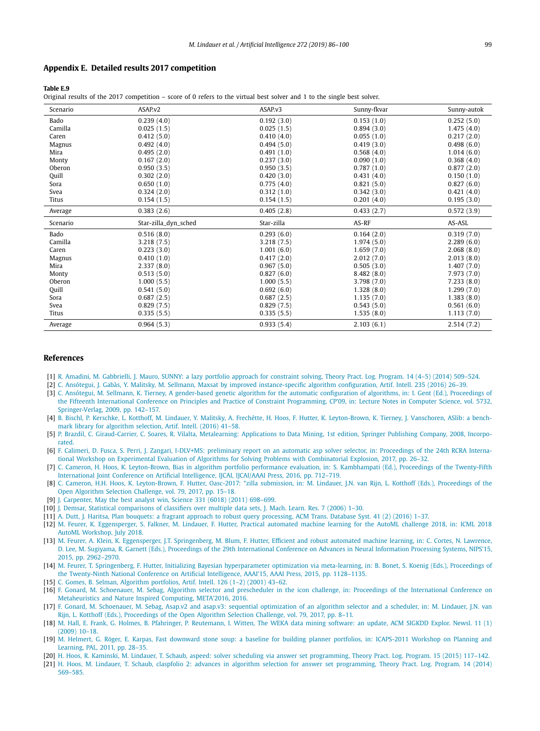## Appendix E. Detailed results 2017 competition

**Table E.9**
Original results of the 2017 competition – score of 0 refers to the virtual best solver and 1 to the single best solver.

| Scenario | ASAP.v2 | ASAP.v3 | Sunny-fkvar | Sunny-autok |
|---|---|---|---|---|
| Bado | 0.239 (4.0) | 0.192 (3.0) | 0.153 (1.0) | 0.252 (5.0) |
| Camilla | 0.025 (1.5) | 0.025 (1.5) | 0.894 (3.0) | 1.475 (4.0) |
| Caren | 0.412 (5.0) | 0.410 (4.0) | 0.055 (1.0) | 0.217 (2.0) |
| Magnus | 0.492 (4.0) | 0.494 (5.0) | 0.419 (3.0) | 0.498 (6.0) |
| Mira | 0.495 (2.0) | 0.491 (1.0) | 0.568 (4.0) | 1.014 (6.0) |
| Monty | 0.167 (2.0) | 0.237 (3.0) | 0.090 (1.0) | 0.368 (4.0) |
| Oberon | 0.950 (3.5) | 0.950 (3.5) | 0.787 (1.0) | 0.877 (2.0) |
| Quill | 0.302 (2.0) | 0.420 (3.0) | 0.431 (4.0) | 0.150 (1.0) |
| Sora | 0.650 (1.0) | 0.775 (4.0) | 0.821 (5.0) | 0.827 (6.0) |
| Svea | 0.324 (2.0) | 0.312 (1.0) | 0.342 (3.0) | 0.421 (4.0) |
| Titus | 0.154 (1.5) | 0.154 (1.5) | 0.201 (4.0) | 0.195 (3.0) |
| Average | 0.383 (2.6) | 0.405 (2.8) | 0.433 (2.7) | 0.572 (3.9) |
| **Scenario** | **Star-zilla_dyn_sched** | **Star-zilla** | **AS-RF** | **AS-ASL** |
| Bado | 0.516 (8.0) | 0.293 (6.0) | 0.164 (2.0) | 0.319 (7.0) |
| Camilla | 3.218 (7.5) | 3.218 (7.5) | 1.974 (5.0) | 2.289 (6.0) |
| Caren | 0.223 (3.0) | 1.001 (6.0) | 1.659 (7.0) | 2.068 (8.0) |
| Magnus | 0.410 (1.0) | 0.417 (2.0) | 2.012 (7.0) | 2.013 (8.0) |
| Mira | 2.337 (8.0) | 0.967 (5.0) | 0.505 (3.0) | 1.407 (7.0) |
| Monty | 0.513 (5.0) | 0.827 (6.0) | 8.482 (8.0) | 7.973 (7.0) |
| Oberon | 1.000 (5.5) | 1.000 (5.5) | 3.798 (7.0) | 7.233 (8.0) |
| Quill | 0.541 (5.0) | 0.692 (6.0) | 1.328 (8.0) | 1.299 (7.0) |
| Sora | 0.687 (2.5) | 0.687 (2.5) | 1.135 (7.0) | 1.383 (8.0) |
| Svea | 0.829 (7.5) | 0.829 (7.5) | 0.543 (5.0) | 0.561 (6.0) |
| Titus | 0.335 (5.5) | 0.335 (5.5) | 1.535 (8.0) | 1.113 (7.0) |
| Average | 0.964 (5.3) | 0.933 (5.4) | 2.103 (6.1) | 2.514 (7.2) |

## References

[1] R. Amadini, M. Gabbrielli, J. Mauro, SUNNY: a lazy portfolio approach for constraint solving, Theory Pract. Log. Program. 14 (4–5) (2014) 509–524.
[2] C. Ansótegui, J. Gabàs, Y. Malitsky, M. Sellmann, Maxsat by improved instance-specific algorithm configuration, Artif. Intell. 235 (2016) 26–39.
[3] C. Ansótegui, M. Sellmann, K. Tierney, A gender-based genetic algorithm for the automatic configuration of algorithms, in: I. Gent (Ed.), Proceedings of the Fifteenth International Conference on Principles and Practice of Constraint Programming, CP'09, in: Lecture Notes in Computer Science, vol. 5732, Springer-Verlag, 2009, pp. 142–157.
[4] B. Bischl, P. Kerschke, L. Kotthoff, M. Lindauer, Y. Malitsky, A. Frechétte, H. Hoos, F. Hutter, K. Leyton-Brown, K. Tierney, J. Vanschoren, ASlib: a benchmark library for algorithm selection, Artif. Intell. (2016) 41–58.
[5] P. Brazdil, C. Giraud-Carrier, C. Soares, R. Vilalta, Metalearning: Applications to Data Mining, 1st edition, Springer Publishing Company, 2008, Incorporated.
[6] F. Calimeri, D. Fusca, S. Perri, J. Zangari, I-DLV+MS: preliminary report on an automatic asp solver selector, in: Proceedings of the 24th RCRA International Workshop on Experimental Evaluation of Algorithms for Solving Problems with Combinatorial Explosion, 2017, pp. 26–32.
[7] C. Cameron, H. Hoos, K. Leyton-Brown, Bias in algorithm portfolio performance evaluation, in: S. Kambhampati (Ed.), Proceedings of the Twenty-Fifth International Joint Conference on Artificial Intelligence, IJCAI, IJCAI/AAAI Press, 2016, pp. 712–719.
[8] C. Cameron, H.H. Hoos, K. Leyton-Brown, F. Hutter, Oasc-2017: *zilla submission, in: M. Lindauer, J.N. van Rijn, L. Kotthoff (Eds.), Proceedings of the Open Algorithm Selection Challenge, vol. 79, 2017, pp. 15–18.
[9] J. Carpenter, May the best analyst win, Science 331 (6018) (2011) 698–699.
[10] J. Demsar, Statistical comparisons of classifiers over multiple data sets, J. Mach. Learn. Res. 7 (2006) 1–30.
[11] A. Dutt, J. Haritsa, Plan bouquets: a fragrant approach to robust query processing, ACM Trans. Database Syst. 41 (2) (2016) 1–37.
[12] M. Feurer, K. Eggensperger, S. Falkner, M. Lindauer, F. Hutter, Practical automated machine learning for the AutoML challenge 2018, in: ICML 2018 AutoML Workshop, July 2018.
[13] M. Feurer, A. Klein, K. Eggensperger, J.T. Springenberg, M. Blum, F. Hutter, Efficient and robust automated machine learning, in: C. Cortes, N. Lawrence, D. Lee, M. Sugiyama, R. Garnett (Eds.), Proceedings of the 29th International Conference on Advances in Neural Information Processing Systems, NIPS'15, 2015, pp. 2962–2970.
[14] M. Feurer, T. Springenberg, F. Hutter, Initializing Bayesian hyperparameter optimization via meta-learning, in: B. Bonet, S. Koenig (Eds.), Proceedings of the Twenty-Ninth National Conference on Artificial Intelligence, AAAI'15, AAAI Press, 2015, pp. 1128–1135.
[15] C. Gomes, B. Selman, Algorithm portfolios, Artif. Intell. 126 (1–2) (2001) 43–62.
[16] F. Gonard, M. Schoenauer, M. Sebag, Algorithm selector and prescheduler in the icon challenge, in: Proceedings of the International Conference on Metaheuristics and Nature Inspired Computing, META'2016, 2016.
[17] F. Gonard, M. Schoenauer, M. Sebag, Asap.v2 and asap.v3: sequential optimization of an algorithm selector and a scheduler, in: M. Lindauer, J.N. van Rijn, L. Kotthoff (Eds.), Proceedings of the Open Algorithm Selection Challenge, vol. 79, 2017, pp. 8–11.
[18] M. Hall, E. Frank, G. Holmes, B. Pfahringer, P. Reutemann, I. Witten, The WEKA data mining software: an update, ACM SIGKDD Explor. Newsl. 11 (1) (2009) 10–18.
[19] M. Helmert, G. Röger, E. Karpas, Fast downward stone soup: a baseline for building planner portfolios, in: ICAPS-2011 Workshop on Planning and Learning, PAL, 2011, pp. 28–35.
[20] H. Hoos, R. Kaminski, M. Lindauer, T. Schaub, aspeed: solver scheduling via answer set programming, Theory Pract. Log. Program. 15 (2015) 117–142.
[21] H. Hoos, M. Lindauer, T. Schaub, claspfolio 2: advances in algorithm selection for answer set programming, Theory Pract. Log. Program. 14 (2014) 569–585.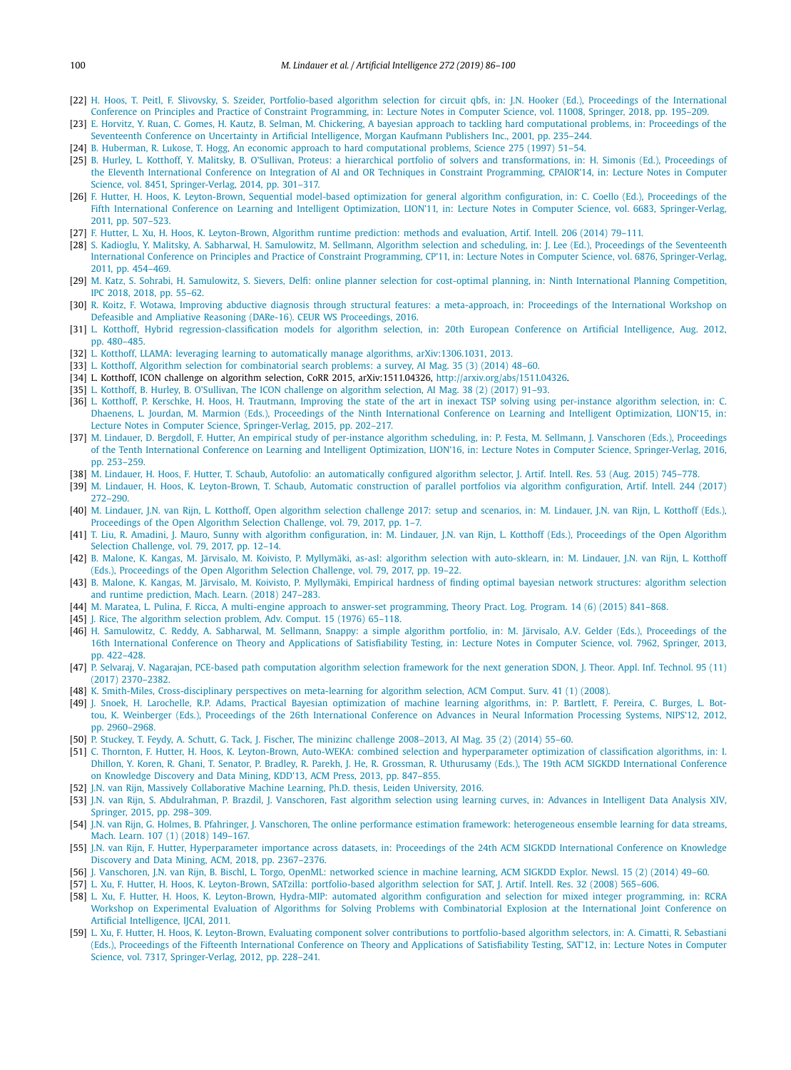[22] H. Hoos, T. Peitl, F. Slivovsky, S. Szeider, Portfolio-based algorithm selection for circuit qbfs, in: J.N. Hooker (Ed.), Proceedings of the International Conference on Principles and Practice of Constraint Programming, in: Lecture Notes in Computer Science, vol. 11008, Springer, 2018, pp. 195–209.

[23] E. Horvitz, Y. Ruan, C. Gomes, H. Kautz, B. Selman, M. Chickering, A bayesian approach to tackling hard computational problems, in: Proceedings of the Seventeenth Conference on Uncertainty in Artificial Intelligence, Morgan Kaufmann Publishers Inc., 2001, pp. 235–244.

[24] B. Huberman, R. Lukose, T. Hogg, An economic approach to hard computational problems, Science 275 (1997) 51–54.

[25] B. Hurley, L. Kotthoff, Y. Malitsky, B. O'Sullivan, Proteus: a hierarchical portfolio of solvers and transformations, in: H. Simonis (Ed.), Proceedings of the Eleventh International Conference on Integration of AI and OR Techniques in Constraint Programming, CPAIOR'14, in: Lecture Notes in Computer Science, vol. 8451, Springer-Verlag, 2014, pp. 301–317.

[26] F. Hutter, H. Hoos, K. Leyton-Brown, Sequential model-based optimization for general algorithm configuration, in: C. Coello (Ed.), Proceedings of the Fifth International Conference on Learning and Intelligent Optimization, LION'11, in: Lecture Notes in Computer Science, vol. 6683, Springer-Verlag, 2011, pp. 507–523.

[27] F. Hutter, L. Xu, H. Hoos, K. Leyton-Brown, Algorithm runtime prediction: methods and evaluation, Artif. Intell. 206 (2014) 79–111.

[28] S. Kadioglu, Y. Malitsky, A. Sabharwal, H. Samulowitz, M. Sellmann, Algorithm selection and scheduling, in: J. Lee (Ed.), Proceedings of the Seventeenth International Conference on Principles and Practice of Constraint Programming, CP'11, in: Lecture Notes in Computer Science, vol. 6876, Springer-Verlag, 2011, pp. 454–469.

[29] M. Katz, S. Sohrabi, H. Samulowitz, S. Sievers, Delfi: online planner selection for cost-optimal planning, in: Ninth International Planning Competition, IPC 2018, 2018, pp. 55–62.

[30] R. Koitz, F. Wotawa, Improving abductive diagnosis through structural features: a meta-approach, in: Proceedings of the International Workshop on Defeasible and Ampliative Reasoning (DARe-16). CEUR WS Proceedings, 2016.

[31] L. Kotthoff, Hybrid regression-classification models for algorithm selection, in: 20th European Conference on Artificial Intelligence, Aug. 2012, pp. 480–485.

[32] L. Kotthoff, LLAMA: leveraging learning to automatically manage algorithms, arXiv:1306.1031, 2013.

[33] L. Kotthoff, Algorithm selection for combinatorial search problems: a survey, AI Mag. 35 (3) (2014) 48–60.

[34] L. Kotthoff, ICON challenge on algorithm selection, CoRR 2015, arXiv:1511.04326, http://arxiv.org/abs/1511.04326.

[35] L. Kotthoff, B. Hurley, B. O'Sullivan, The ICON challenge on algorithm selection, AI Mag. 38 (2) (2017) 91–93.

[36] L. Kotthoff, P. Kerschke, H. Hoos, H. Trautmann, Improving the state of the art in inexact TSP solving using per-instance algorithm selection, in: C. Dhaenens, L. Jourdan, M. Marmion (Eds.), Proceedings of the Ninth International Conference on Learning and Intelligent Optimization, LION'15, in: Lecture Notes in Computer Science, Springer-Verlag, 2015, pp. 202–217.

[37] M. Lindauer, D. Bergdoll, F. Hutter, An empirical study of per-instance algorithm scheduling, in: P. Festa, M. Sellmann, J. Vanschoren (Eds.), Proceedings of the Tenth International Conference on Learning and Intelligent Optimization, LION'16, in: Lecture Notes in Computer Science, Springer-Verlag, 2016, pp. 253–259.

[38] M. Lindauer, H. Hoos, F. Hutter, T. Schaub, Autofolio: an automatically configured algorithm selector, J. Artif. Intell. Res. 53 (Aug. 2015) 745–778.

[39] M. Lindauer, H. Hoos, K. Leyton-Brown, T. Schaub, Automatic construction of parallel portfolios via algorithm configuration, Artif. Intell. 244 (2017) 272–290.

[40] M. Lindauer, J.N. van Rijn, L. Kotthoff, Open algorithm selection challenge 2017: setup and scenarios, in: M. Lindauer, J.N. van Rijn, L. Kotthoff (Eds.), Proceedings of the Open Algorithm Selection Challenge, vol. 79, 2017, pp. 1–7.

[41] T. Liu, R. Amadini, J. Mauro, Sunny with algorithm configuration, in: M. Lindauer, J.N. van Rijn, L. Kotthoff (Eds.), Proceedings of the Open Algorithm Selection Challenge, vol. 79, 2017, pp. 12–14.

[42] B. Malone, K. Kangas, M. Järvisalo, M. Koivisto, P. Myllymäki, as-asl: algorithm selection with auto-sklearn, in: M. Lindauer, J.N. van Rijn, L. Kotthoff (Eds.), Proceedings of the Open Algorithm Selection Challenge, vol. 79, 2017, pp. 19–22.

[43] B. Malone, K. Kangas, M. Järvisalo, M. Koivisto, P. Myllymäki, Empirical hardness of finding optimal bayesian network structures: algorithm selection and runtime prediction, Mach. Learn. (2018) 247–283.

[44] M. Maratea, L. Pulina, F. Ricca, A multi-engine approach to answer-set programming, Theory Pract. Log. Program. 14 (6) (2015) 841–868.

[45] J. Rice, The algorithm selection problem, Adv. Comput. 15 (1976) 65–118.

[46] H. Samulowitz, C. Reddy, A. Sabharwal, M. Sellmann, Snappy: a simple algorithm portfolio, in: M. Järvisalo, A.V. Gelder (Eds.), Proceedings of the 16th International Conference on Theory and Applications of Satisfiability Testing, in: Lecture Notes in Computer Science, vol. 7962, Springer, 2013, pp. 422–428.

[47] P. Selvaraj, V. Nagarajan, PCE-based path computation algorithm selection framework for the next generation SDON, J. Theor. Appl. Inf. Technol. 95 (11) (2017) 2370–2382.

[48] K. Smith-Miles, Cross-disciplinary perspectives on meta-learning for algorithm selection, ACM Comput. Surv. 41 (1) (2008).

[49] J. Snoek, H. Larochelle, R.P. Adams, Practical Bayesian optimization of machine learning algorithms, in: P. Bartlett, F. Pereira, C. Burges, L. Bottou, K. Weinberger (Eds.), Proceedings of the 26th International Conference on Advances in Neural Information Processing Systems, NIPS'12, 2012, pp. 2960–2968.

[50] P. Stuckey, T. Feydy, A. Schutt, G. Tack, J. Fischer, The minizinc challenge 2008–2013, AI Mag. 35 (2) (2014) 55–60.

[51] C. Thornton, F. Hutter, H. Hoos, K. Leyton-Brown, Auto-WEKA: combined selection and hyperparameter optimization of classification algorithms, in: I. Dhillon, Y. Koren, R. Ghani, T. Senator, P. Bradley, R. Parekh, J. He, R. Grossman, R. Uthurusamy (Eds.), The 19th ACM SIGKDD International Conference on Knowledge Discovery and Data Mining, KDD'13, ACM Press, 2013, pp. 847–855.

[52] J.N. van Rijn, Massively Collaborative Machine Learning, Ph.D. thesis, Leiden University, 2016.

[53] J.N. van Rijn, S. Abdulrahman, P. Brazdil, J. Vanschoren, Fast algorithm selection using learning curves, in: Advances in Intelligent Data Analysis XIV, Springer, 2015, pp. 298–309.

[54] J.N. van Rijn, G. Holmes, B. Pfahringer, J. Vanschoren, The online performance estimation framework: heterogeneous ensemble learning for data streams, Mach. Learn. 107 (1) (2018) 149–167.

[55] J.N. van Rijn, F. Hutter, Hyperparameter importance across datasets, in: Proceedings of the 24th ACM SIGKDD International Conference on Knowledge Discovery and Data Mining, ACM, 2018, pp. 2367–2376.

[56] J. Vanschoren, J.N. van Rijn, B. Bischl, L. Torgo, OpenML: networked science in machine learning, ACM SIGKDD Explor. Newsl. 15 (2) (2014) 49–60.

[57] L. Xu, F. Hutter, H. Hoos, K. Leyton-Brown, SATzilla: portfolio-based algorithm selection for SAT, J. Artif. Intell. Res. 32 (2008) 565–606.

[58] L. Xu, F. Hutter, H. Hoos, K. Leyton-Brown, Hydra-MIP: automated algorithm configuration and selection for mixed integer programming, in: RCRA Workshop on Experimental Evaluation of Algorithms for Solving Problems with Combinatorial Explosion at the International Joint Conference on Artificial Intelligence, IJCAI, 2011.

[59] L. Xu, F. Hutter, H. Hoos, K. Leyton-Brown, Evaluating component solver contributions to portfolio-based algorithm selectors, in: A. Cimatti, R. Sebastiani (Eds.), Proceedings of the Fifteenth International Conference on Theory and Applications of Satisfiability Testing, SAT'12, in: Lecture Notes in Computer Science, vol. 7317, Springer-Verlag, 2012, pp. 228–241.